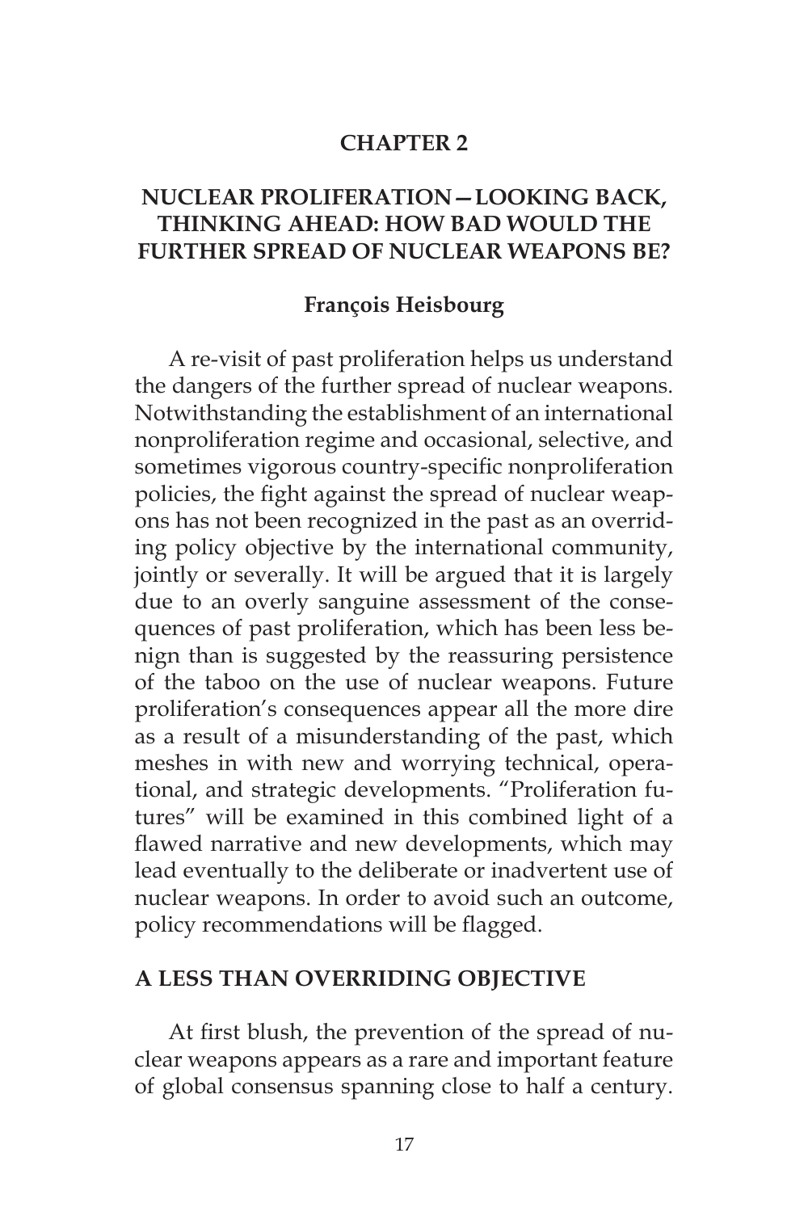# CHAPTER 2

## NUCLEAR PROLIFERATION—LOOKING BACK, THINKING AHEAD: HOW BAD WOULD THE FURTHER SPREAD OF NUCLEAR WEAPONS BE?

**François Heisbourg**

A re-visit of past proliferation helps us understand the dangers of the further spread of nuclear weapons. Notwithstanding the establishment of an international nonproliferation regime and occasional, selective, and sometimes vigorous country-specific nonproliferation policies, the fight against the spread of nuclear weapons has not been recognized in the past as an overriding policy objective by the international community, jointly or severally. It will be argued that it is largely due to an overly sanguine assessment of the consequences of past proliferation, which has been less benign than is suggested by the reassuring persistence of the taboo on the use of nuclear weapons. Future proliferation's consequences appear all the more dire as a result of a misunderstanding of the past, which meshes in with new and worrying technical, operational, and strategic developments. "Proliferation futures" will be examined in this combined light of a flawed narrative and new developments, which may lead eventually to the deliberate or inadvertent use of nuclear weapons. In order to avoid such an outcome, policy recommendations will be flagged.

### A LESS THAN OVERRIDING OBJECTIVE

At first blush, the prevention of the spread of nuclear weapons appears as a rare and important feature of global consensus spanning close to half a century.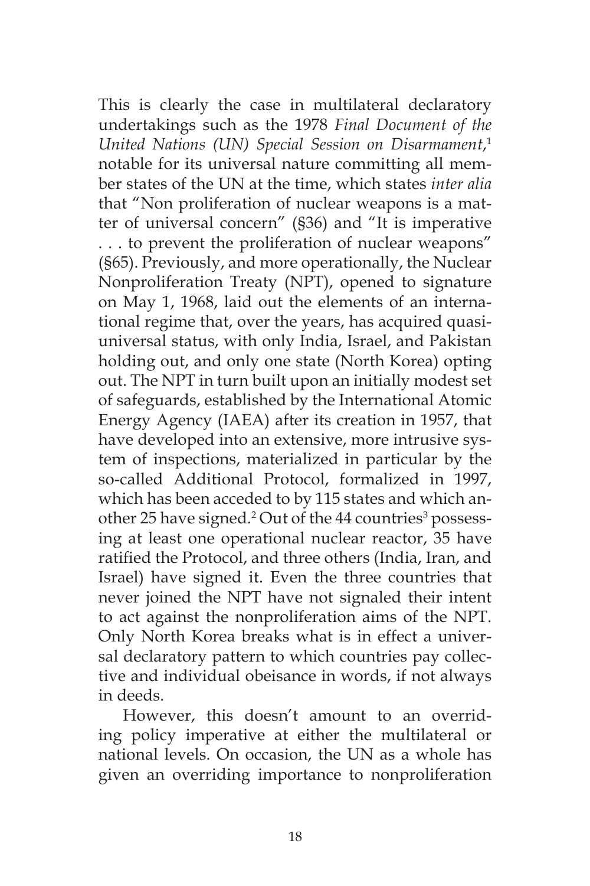This is clearly the case in multilateral declaratory undertakings such as the 1978 *Final Document of the United Nations (UN) Special Session on Disarmament*,[1] notable for its universal nature committing all member states of the UN at the time, which states *inter alia* that "Non proliferation of nuclear weapons is a matter of universal concern" (§36) and "It is imperative . . . to prevent the proliferation of nuclear weapons" (§65). Previously, and more operationally, the Nuclear Nonproliferation Treaty (NPT), opened to signature on May 1, 1968, laid out the elements of an international regime that, over the years, has acquired quasi-universal status, with only India, Israel, and Pakistan holding out, and only one state (North Korea) opting out. The NPT in turn built upon an initially modest set of safeguards, established by the International Atomic Energy Agency (IAEA) after its creation in 1957, that have developed into an extensive, more intrusive system of inspections, materialized in particular by the so-called Additional Protocol, formalized in 1997, which has been acceded to by 115 states and which another 25 have signed.[2] Out of the 44 countries[3] possessing at least one operational nuclear reactor, 35 have ratified the Protocol, and three others (India, Iran, and Israel) have signed it. Even the three countries that never joined the NPT have not signaled their intent to act against the nonproliferation aims of the NPT. Only North Korea breaks what is in effect a universal declaratory pattern to which countries pay collective and individual obeisance in words, if not always in deeds.

However, this doesn't amount to an overriding policy imperative at either the multilateral or national levels. On occasion, the UN as a whole has given an overriding importance to nonproliferation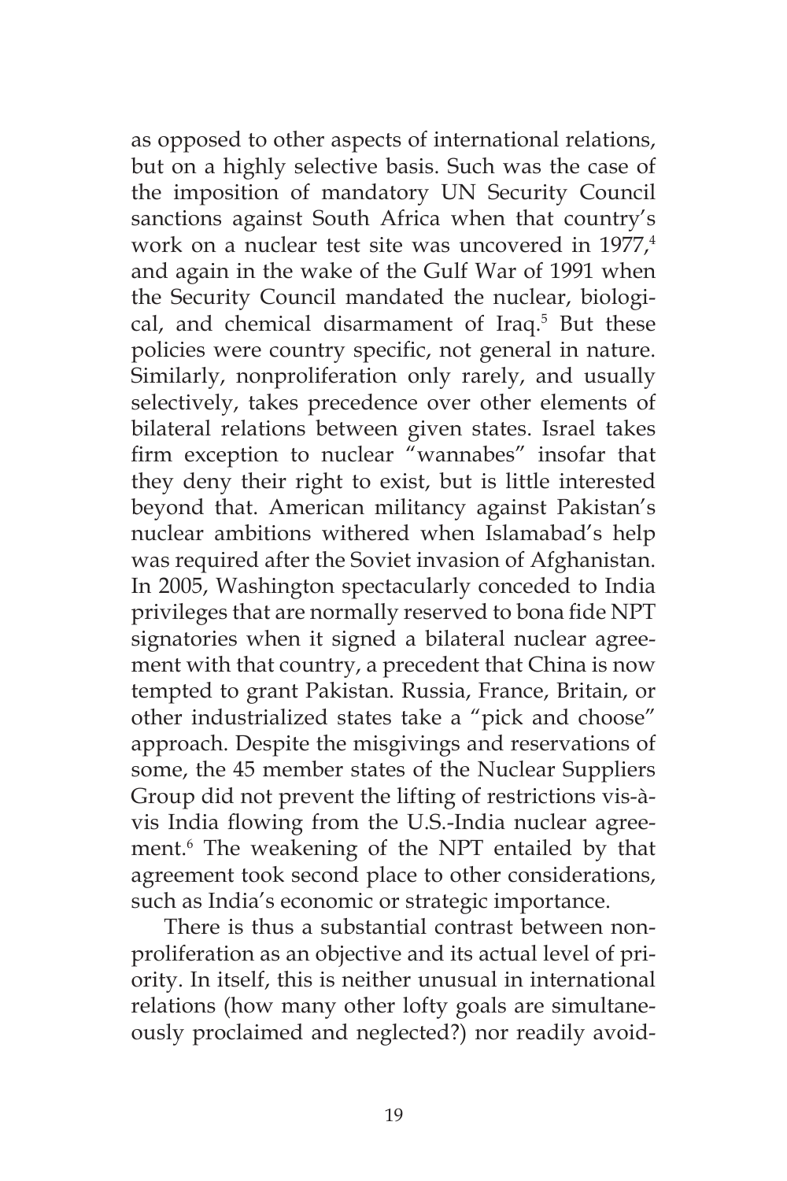as opposed to other aspects of international relations, but on a highly selective basis. Such was the case of the imposition of mandatory UN Security Council sanctions against South Africa when that country's work on a nuclear test site was uncovered in 1977,[4] and again in the wake of the Gulf War of 1991 when the Security Council mandated the nuclear, biological, and chemical disarmament of Iraq.[5] But these policies were country specific, not general in nature. Similarly, nonproliferation only rarely, and usually selectively, takes precedence over other elements of bilateral relations between given states. Israel takes firm exception to nuclear "wannabes" insofar that they deny their right to exist, but is little interested beyond that. American militancy against Pakistan's nuclear ambitions withered when Islamabad's help was required after the Soviet invasion of Afghanistan. In 2005, Washington spectacularly conceded to India privileges that are normally reserved to bona fide NPT signatories when it signed a bilateral nuclear agreement with that country, a precedent that China is now tempted to grant Pakistan. Russia, France, Britain, or other industrialized states take a "pick and choose" approach. Despite the misgivings and reservations of some, the 45 member states of the Nuclear Suppliers Group did not prevent the lifting of restrictions vis-à-vis India flowing from the U.S.-India nuclear agreement.[6] The weakening of the NPT entailed by that agreement took second place to other considerations, such as India's economic or strategic importance.

There is thus a substantial contrast between nonproliferation as an objective and its actual level of priority. In itself, this is neither unusual in international relations (how many other lofty goals are simultaneously proclaimed and neglected?) nor readily avoid-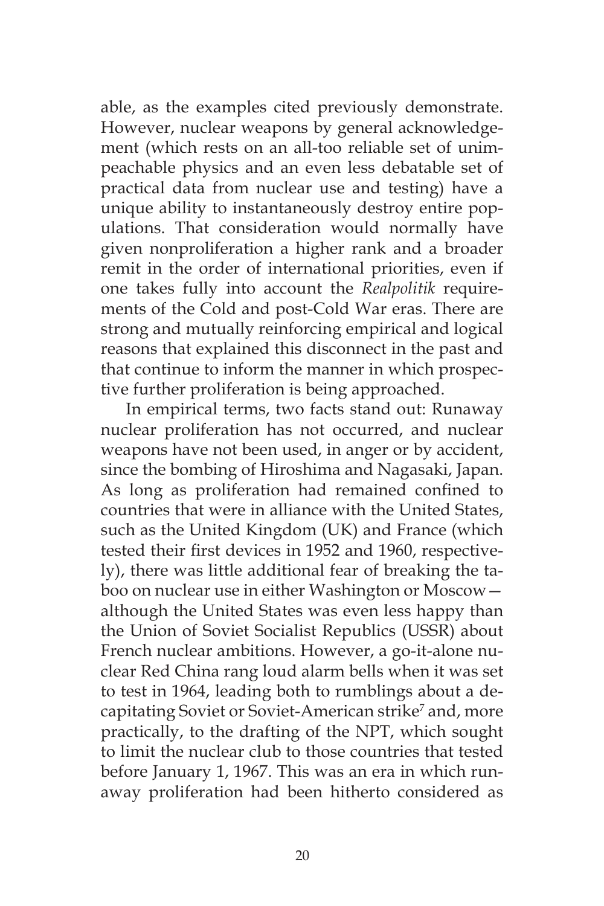able, as the examples cited previously demonstrate. However, nuclear weapons by general acknowledgement (which rests on an all-too reliable set of unimpeachable physics and an even less debatable set of practical data from nuclear use and testing) have a unique ability to instantaneously destroy entire populations. That consideration would normally have given nonproliferation a higher rank and a broader remit in the order of international priorities, even if one takes fully into account the *Realpolitik* requirements of the Cold and post-Cold War eras. There are strong and mutually reinforcing empirical and logical reasons that explained this disconnect in the past and that continue to inform the manner in which prospective further proliferation is being approached.

In empirical terms, two facts stand out: Runaway nuclear proliferation has not occurred, and nuclear weapons have not been used, in anger or by accident, since the bombing of Hiroshima and Nagasaki, Japan. As long as proliferation had remained confined to countries that were in alliance with the United States, such as the United Kingdom (UK) and France (which tested their first devices in 1952 and 1960, respectively), there was little additional fear of breaking the taboo on nuclear use in either Washington or Moscow—although the United States was even less happy than the Union of Soviet Socialist Republics (USSR) about French nuclear ambitions. However, a go-it-alone nuclear Red China rang loud alarm bells when it was set to test in 1964, leading both to rumblings about a decapitating Soviet or Soviet-American strike[7] and, more practically, to the drafting of the NPT, which sought to limit the nuclear club to those countries that tested before January 1, 1967. This was an era in which runaway proliferation had been hitherto considered as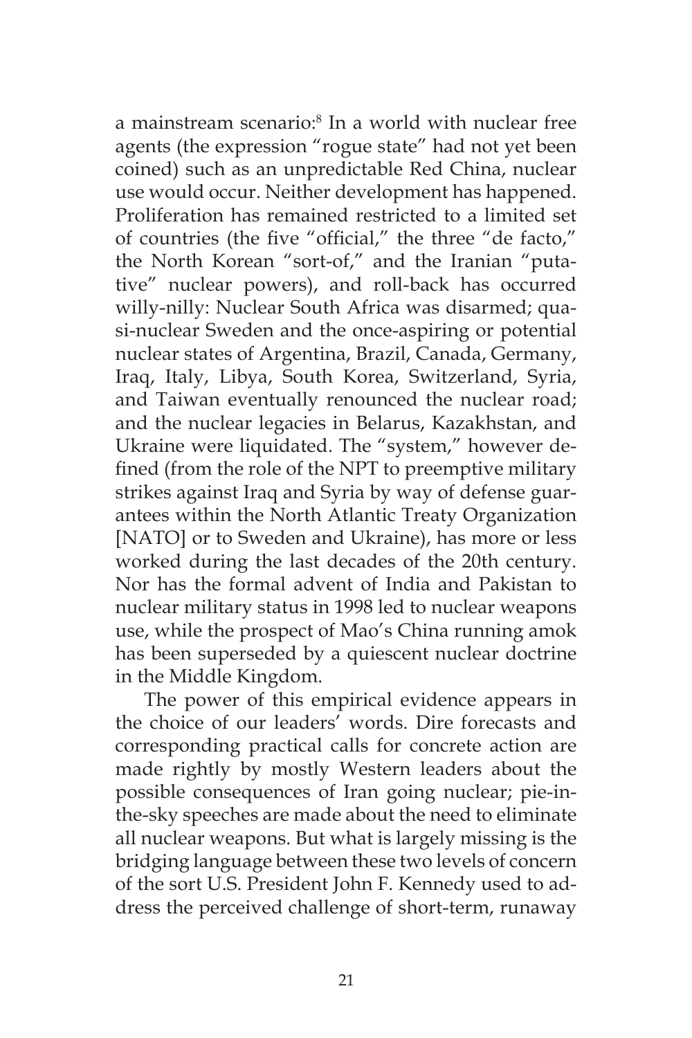a mainstream scenario:[8] In a world with nuclear free agents (the expression "rogue state" had not yet been coined) such as an unpredictable Red China, nuclear use would occur. Neither development has happened. Proliferation has remained restricted to a limited set of countries (the five "official," the three "de facto," the North Korean "sort-of," and the Iranian "putative" nuclear powers), and roll-back has occurred willy-nilly: Nuclear South Africa was disarmed; quasi-nuclear Sweden and the once-aspiring or potential nuclear states of Argentina, Brazil, Canada, Germany, Iraq, Italy, Libya, South Korea, Switzerland, Syria, and Taiwan eventually renounced the nuclear road; and the nuclear legacies in Belarus, Kazakhstan, and Ukraine were liquidated. The "system," however defined (from the role of the NPT to preemptive military strikes against Iraq and Syria by way of defense guarantees within the North Atlantic Treaty Organization [NATO] or to Sweden and Ukraine), has more or less worked during the last decades of the 20th century. Nor has the formal advent of India and Pakistan to nuclear military status in 1998 led to nuclear weapons use, while the prospect of Mao's China running amok has been superseded by a quiescent nuclear doctrine in the Middle Kingdom.

The power of this empirical evidence appears in the choice of our leaders' words. Dire forecasts and corresponding practical calls for concrete action are made rightly by mostly Western leaders about the possible consequences of Iran going nuclear; pie-in-the-sky speeches are made about the need to eliminate all nuclear weapons. But what is largely missing is the bridging language between these two levels of concern of the sort U.S. President John F. Kennedy used to address the perceived challenge of short-term, runaway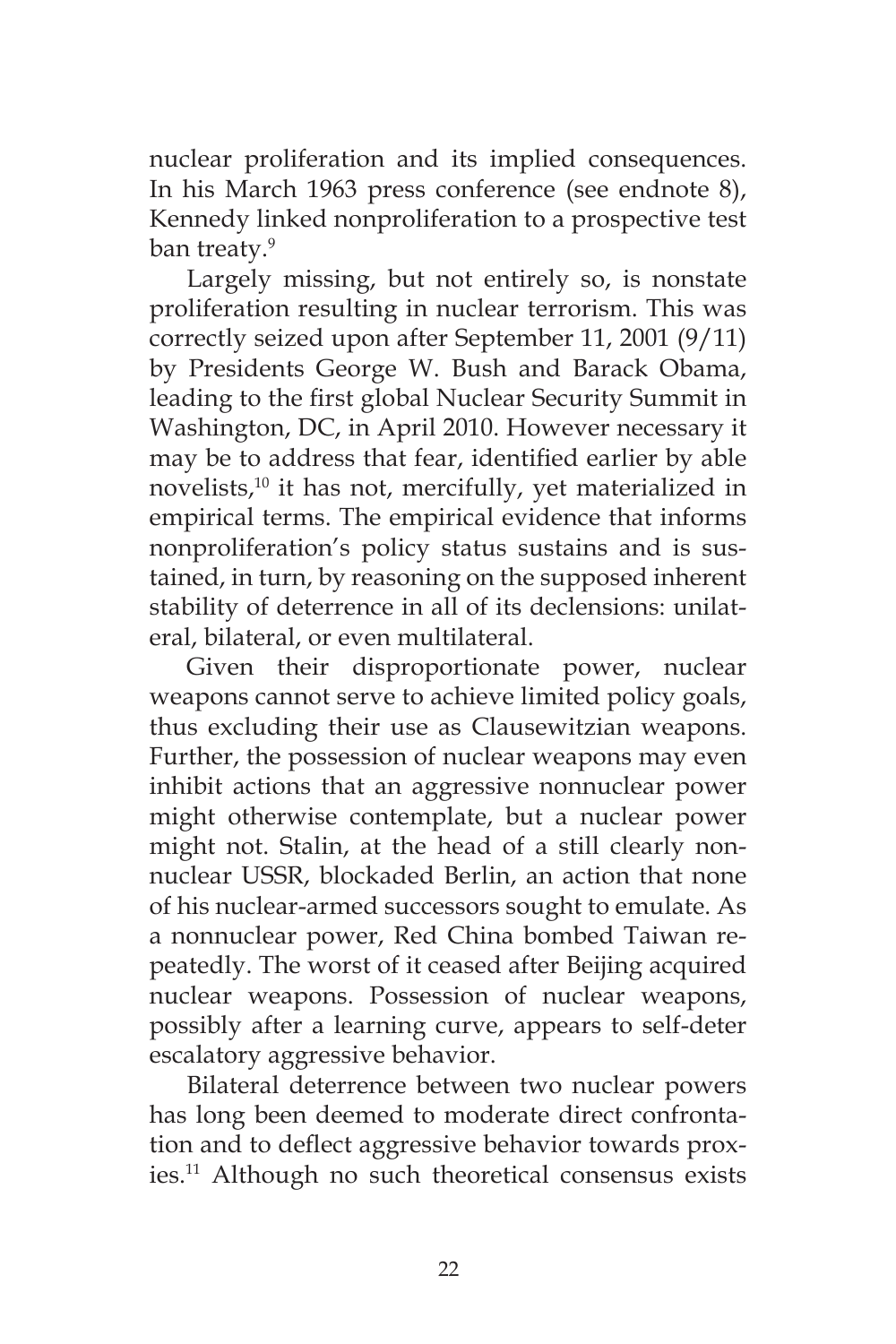nuclear proliferation and its implied consequences. In his March 1963 press conference (see endnote 8), Kennedy linked nonproliferation to a prospective test ban treaty.[9]

Largely missing, but not entirely so, is nonstate proliferation resulting in nuclear terrorism. This was correctly seized upon after September 11, 2001 (9/11) by Presidents George W. Bush and Barack Obama, leading to the first global Nuclear Security Summit in Washington, DC, in April 2010. However necessary it may be to address that fear, identified earlier by able novelists,[10] it has not, mercifully, yet materialized in empirical terms. The empirical evidence that informs nonproliferation's policy status sustains and is sustained, in turn, by reasoning on the supposed inherent stability of deterrence in all of its declensions: unilateral, bilateral, or even multilateral.

Given their disproportionate power, nuclear weapons cannot serve to achieve limited policy goals, thus excluding their use as Clausewitzian weapons. Further, the possession of nuclear weapons may even inhibit actions that an aggressive nonnuclear power might otherwise contemplate, but a nuclear power might not. Stalin, at the head of a still clearly nonnuclear USSR, blockaded Berlin, an action that none of his nuclear-armed successors sought to emulate. As a nonnuclear power, Red China bombed Taiwan repeatedly. The worst of it ceased after Beijing acquired nuclear weapons. Possession of nuclear weapons, possibly after a learning curve, appears to self-deter escalatory aggressive behavior.

Bilateral deterrence between two nuclear powers has long been deemed to moderate direct confrontation and to deflect aggressive behavior towards proxies.[11] Although no such theoretical consensus exists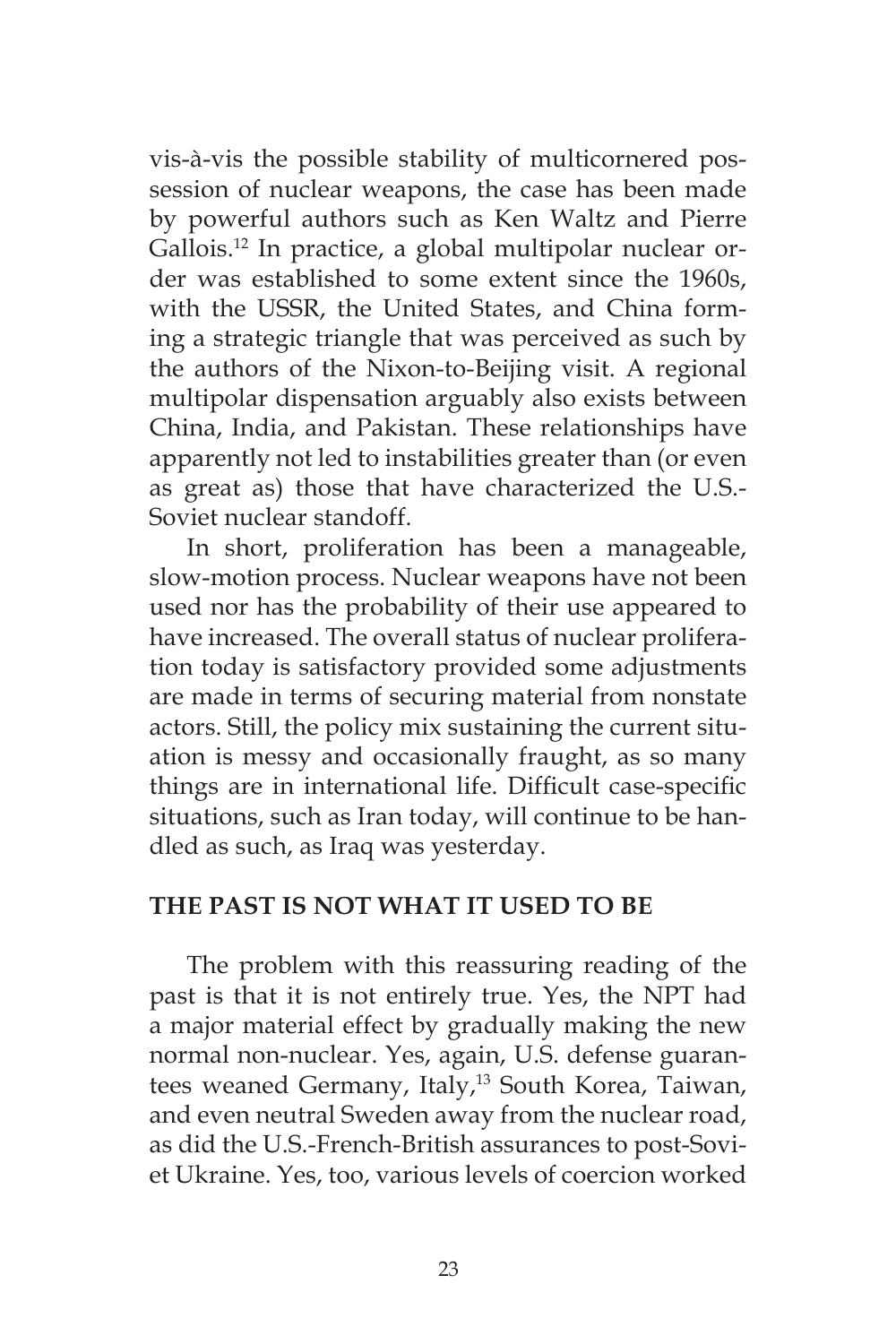vis-à-vis the possible stability of multicornered possession of nuclear weapons, the case has been made by powerful authors such as Ken Waltz and Pierre Gallois.[12] In practice, a global multipolar nuclear order was established to some extent since the 1960s, with the USSR, the United States, and China forming a strategic triangle that was perceived as such by the authors of the Nixon-to-Beijing visit. A regional multipolar dispensation arguably also exists between China, India, and Pakistan. These relationships have apparently not led to instabilities greater than (or even as great as) those that have characterized the U.S.-Soviet nuclear standoff.

In short, proliferation has been a manageable, slow-motion process. Nuclear weapons have not been used nor has the probability of their use appeared to have increased. The overall status of nuclear proliferation today is satisfactory provided some adjustments are made in terms of securing material from nonstate actors. Still, the policy mix sustaining the current situation is messy and occasionally fraught, as so many things are in international life. Difficult case-specific situations, such as Iran today, will continue to be handled as such, as Iraq was yesterday.

## THE PAST IS NOT WHAT IT USED TO BE

The problem with this reassuring reading of the past is that it is not entirely true. Yes, the NPT had a major material effect by gradually making the new normal non-nuclear. Yes, again, U.S. defense guarantees weaned Germany, Italy,[13] South Korea, Taiwan, and even neutral Sweden away from the nuclear road, as did the U.S.-French-British assurances to post-Soviet Ukraine. Yes, too, various levels of coercion worked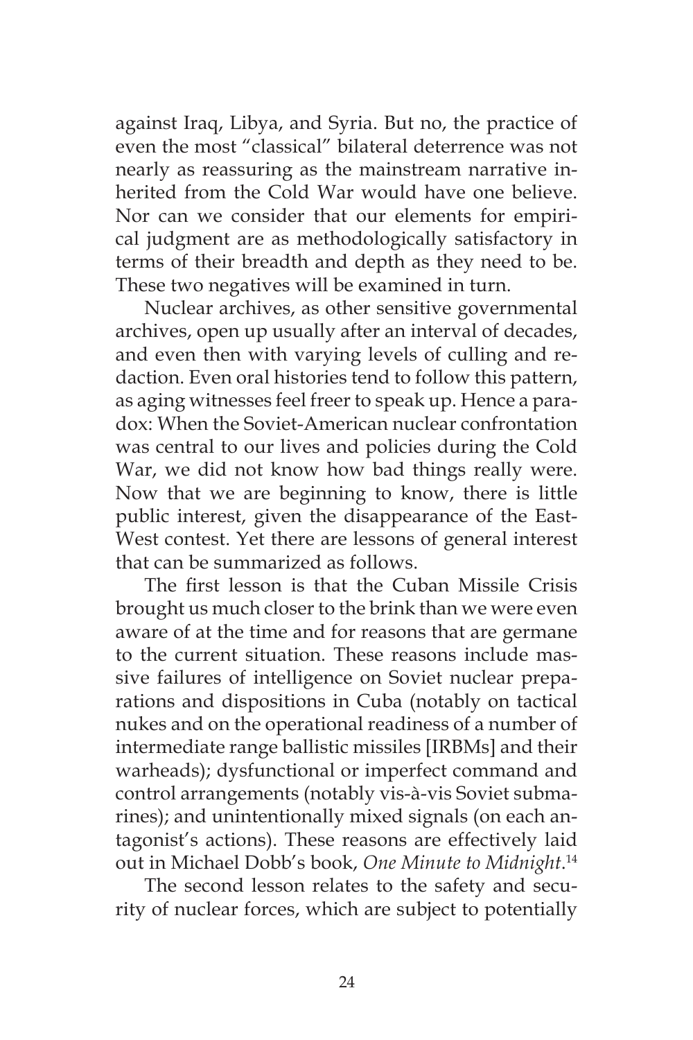against Iraq, Libya, and Syria. But no, the practice of even the most "classical" bilateral deterrence was not nearly as reassuring as the mainstream narrative inherited from the Cold War would have one believe. Nor can we consider that our elements for empirical judgment are as methodologically satisfactory in terms of their breadth and depth as they need to be. These two negatives will be examined in turn.

Nuclear archives, as other sensitive governmental archives, open up usually after an interval of decades, and even then with varying levels of culling and redaction. Even oral histories tend to follow this pattern, as aging witnesses feel freer to speak up. Hence a paradox: When the Soviet-American nuclear confrontation was central to our lives and policies during the Cold War, we did not know how bad things really were. Now that we are beginning to know, there is little public interest, given the disappearance of the East-West contest. Yet there are lessons of general interest that can be summarized as follows.

The first lesson is that the Cuban Missile Crisis brought us much closer to the brink than we were even aware of at the time and for reasons that are germane to the current situation. These reasons include massive failures of intelligence on Soviet nuclear preparations and dispositions in Cuba (notably on tactical nukes and on the operational readiness of a number of intermediate range ballistic missiles [IRBMs] and their warheads); dysfunctional or imperfect command and control arrangements (notably vis-à-vis Soviet submarines); and unintentionally mixed signals (on each antagonist's actions). These reasons are effectively laid out in Michael Dobb's book, *One Minute to Midnight*.[14]

The second lesson relates to the safety and security of nuclear forces, which are subject to potentially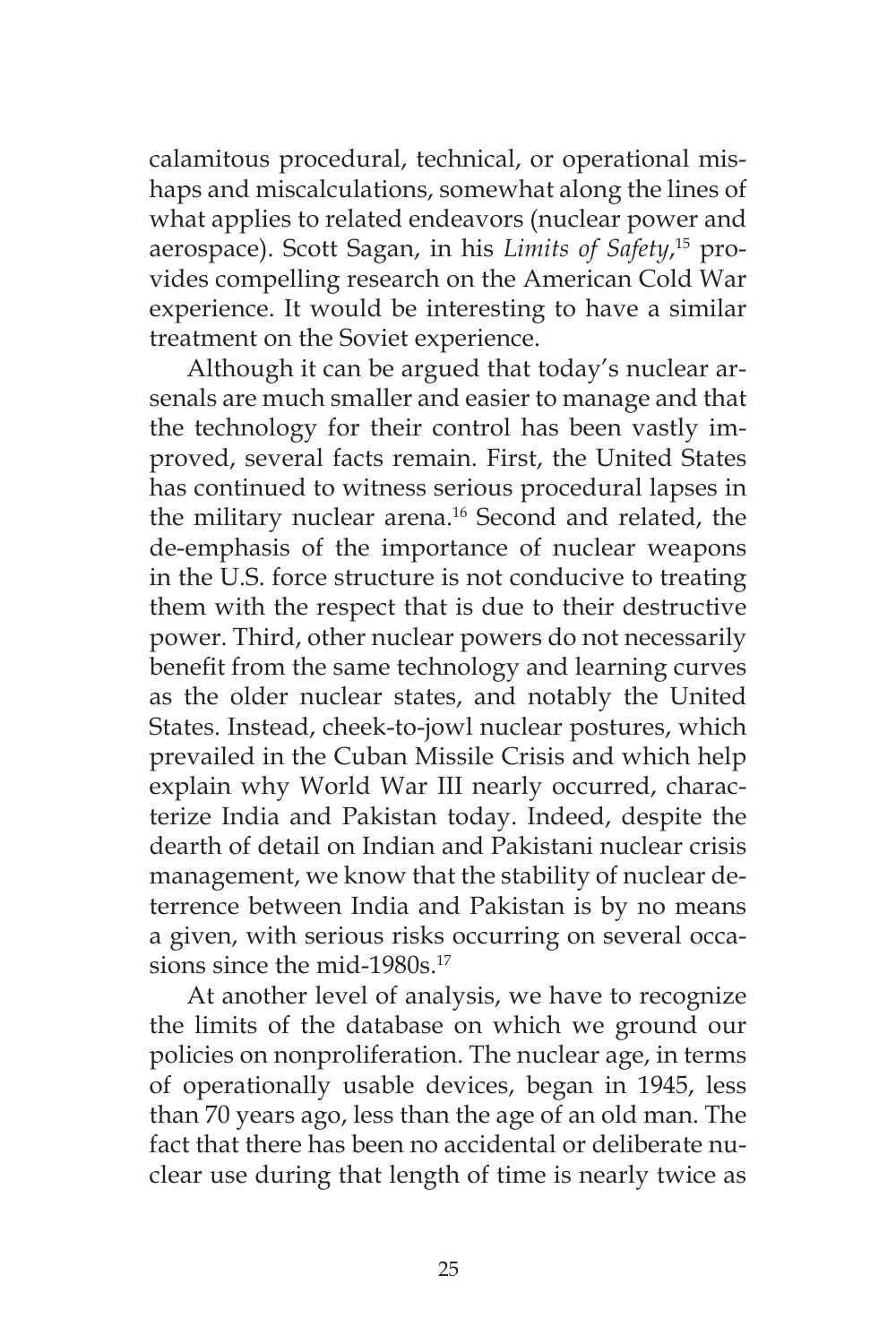calamitous procedural, technical, or operational mishaps and miscalculations, somewhat along the lines of what applies to related endeavors (nuclear power and aerospace). Scott Sagan, in his *Limits of Safety*,[15] provides compelling research on the American Cold War experience. It would be interesting to have a similar treatment on the Soviet experience.

Although it can be argued that today's nuclear arsenals are much smaller and easier to manage and that the technology for their control has been vastly improved, several facts remain. First, the United States has continued to witness serious procedural lapses in the military nuclear arena.[16] Second and related, the de-emphasis of the importance of nuclear weapons in the U.S. force structure is not conducive to treating them with the respect that is due to their destructive power. Third, other nuclear powers do not necessarily benefit from the same technology and learning curves as the older nuclear states, and notably the United States. Instead, cheek-to-jowl nuclear postures, which prevailed in the Cuban Missile Crisis and which help explain why World War III nearly occurred, characterize India and Pakistan today. Indeed, despite the dearth of detail on Indian and Pakistani nuclear crisis management, we know that the stability of nuclear deterrence between India and Pakistan is by no means a given, with serious risks occurring on several occasions since the mid-1980s.[17]

At another level of analysis, we have to recognize the limits of the database on which we ground our policies on nonproliferation. The nuclear age, in terms of operationally usable devices, began in 1945, less than 70 years ago, less than the age of an old man. The fact that there has been no accidental or deliberate nuclear use during that length of time is nearly twice as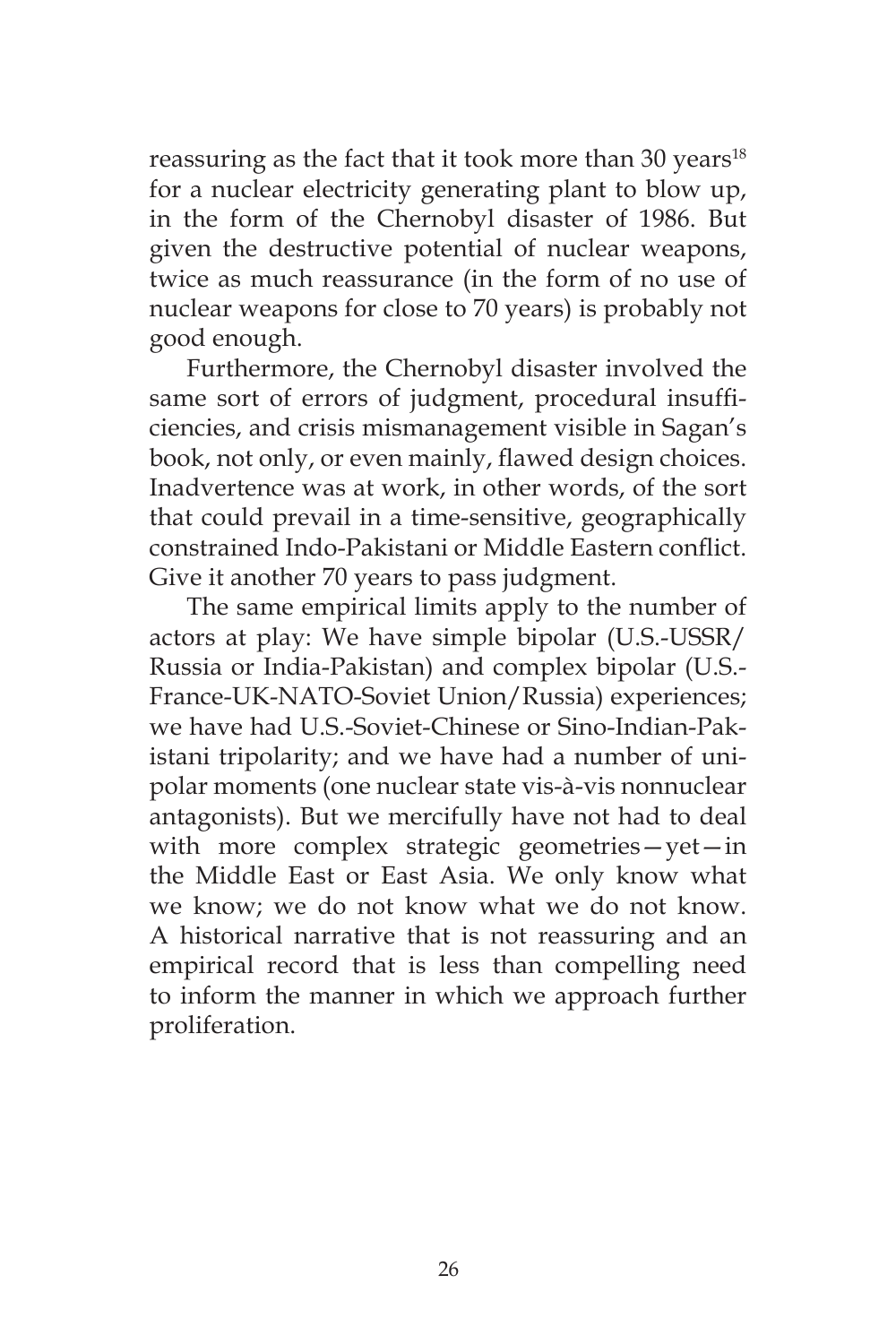reassuring as the fact that it took more than 30 years[18] for a nuclear electricity generating plant to blow up, in the form of the Chernobyl disaster of 1986. But given the destructive potential of nuclear weapons, twice as much reassurance (in the form of no use of nuclear weapons for close to 70 years) is probably not good enough.

Furthermore, the Chernobyl disaster involved the same sort of errors of judgment, procedural insufficiencies, and crisis mismanagement visible in Sagan's book, not only, or even mainly, flawed design choices. Inadvertence was at work, in other words, of the sort that could prevail in a time-sensitive, geographically constrained Indo-Pakistani or Middle Eastern conflict. Give it another 70 years to pass judgment.

The same empirical limits apply to the number of actors at play: We have simple bipolar (U.S.-USSR/Russia or India-Pakistan) and complex bipolar (U.S.-France-UK-NATO-Soviet Union/Russia) experiences; we have had U.S.-Soviet-Chinese or Sino-Indian-Pakistani tripolarity; and we have had a number of unipolar moments (one nuclear state vis-à-vis nonnuclear antagonists). But we mercifully have not had to deal with more complex strategic geometries—yet—in the Middle East or East Asia. We only know what we know; we do not know what we do not know. A historical narrative that is not reassuring and an empirical record that is less than compelling need to inform the manner in which we approach further proliferation.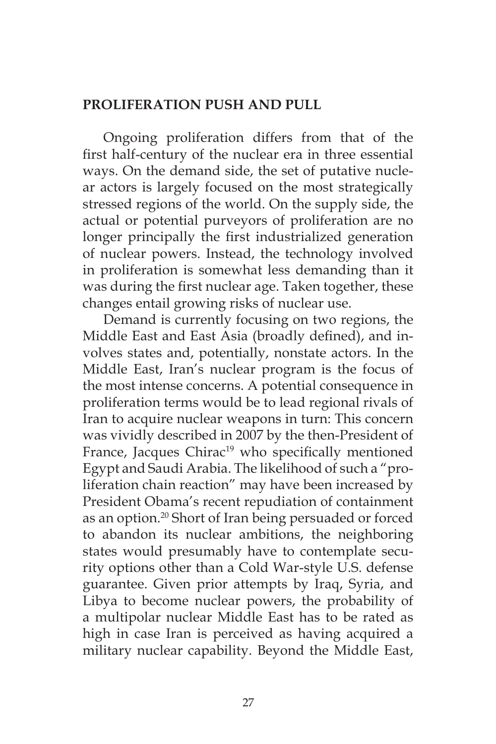## PROLIFERATION PUSH AND PULL

Ongoing proliferation differs from that of the first half-century of the nuclear era in three essential ways. On the demand side, the set of putative nuclear actors is largely focused on the most strategically stressed regions of the world. On the supply side, the actual or potential purveyors of proliferation are no longer principally the first industrialized generation of nuclear powers. Instead, the technology involved in proliferation is somewhat less demanding than it was during the first nuclear age. Taken together, these changes entail growing risks of nuclear use.

Demand is currently focusing on two regions, the Middle East and East Asia (broadly defined), and involves states and, potentially, nonstate actors. In the Middle East, Iran's nuclear program is the focus of the most intense concerns. A potential consequence in proliferation terms would be to lead regional rivals of Iran to acquire nuclear weapons in turn: This concern was vividly described in 2007 by the then-President of France, Jacques Chirac[19] who specifically mentioned Egypt and Saudi Arabia. The likelihood of such a "proliferation chain reaction" may have been increased by President Obama's recent repudiation of containment as an option.[20] Short of Iran being persuaded or forced to abandon its nuclear ambitions, the neighboring states would presumably have to contemplate security options other than a Cold War-style U.S. defense guarantee. Given prior attempts by Iraq, Syria, and Libya to become nuclear powers, the probability of a multipolar nuclear Middle East has to be rated as high in case Iran is perceived as having acquired a military nuclear capability. Beyond the Middle East,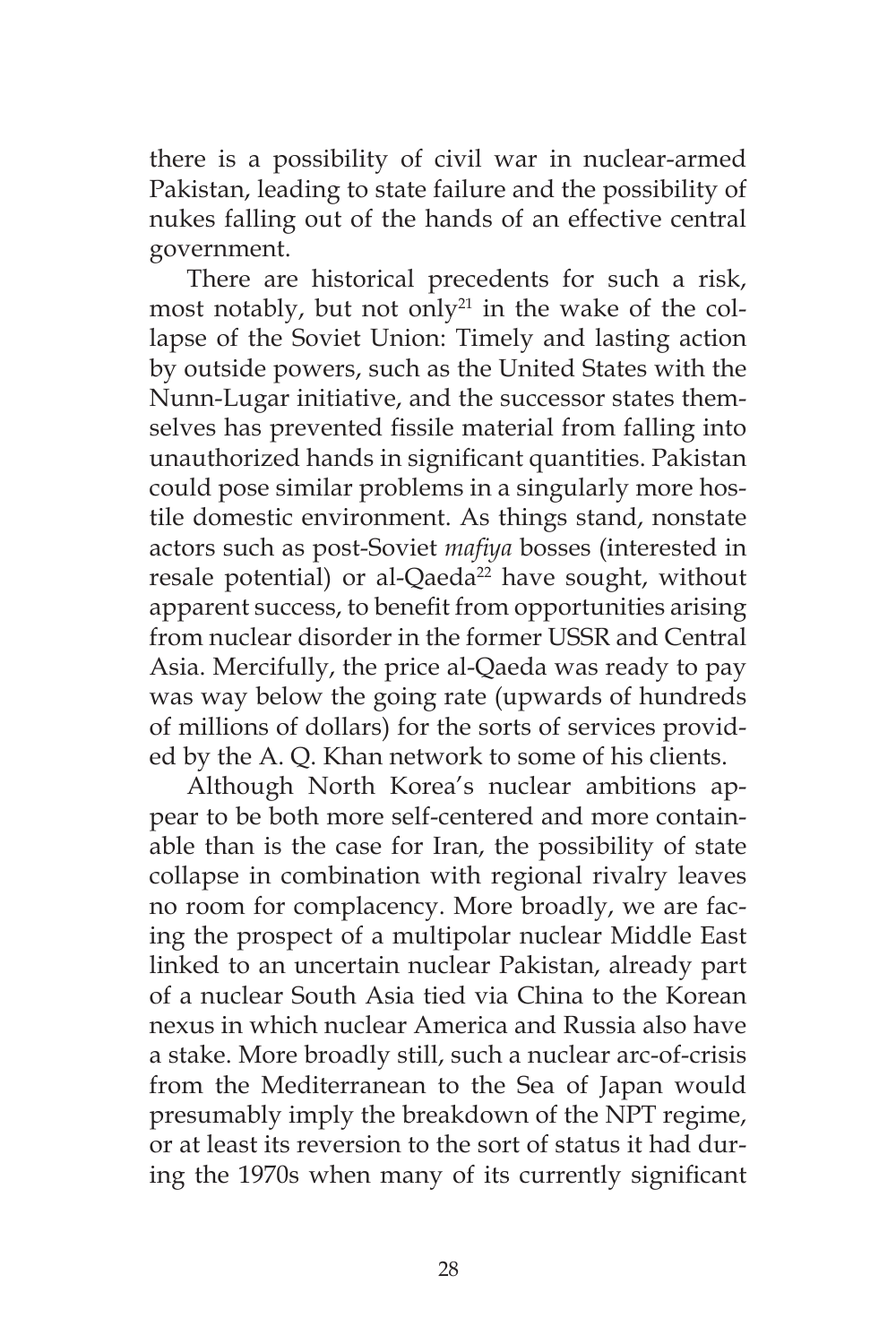there is a possibility of civil war in nuclear-armed Pakistan, leading to state failure and the possibility of nukes falling out of the hands of an effective central government.

There are historical precedents for such a risk, most notably, but not only[21] in the wake of the collapse of the Soviet Union: Timely and lasting action by outside powers, such as the United States with the Nunn-Lugar initiative, and the successor states themselves has prevented fissile material from falling into unauthorized hands in significant quantities. Pakistan could pose similar problems in a singularly more hostile domestic environment. As things stand, nonstate actors such as post-Soviet *mafiya* bosses (interested in resale potential) or al-Qaeda[22] have sought, without apparent success, to benefit from opportunities arising from nuclear disorder in the former USSR and Central Asia. Mercifully, the price al-Qaeda was ready to pay was way below the going rate (upwards of hundreds of millions of dollars) for the sorts of services provided by the A. Q. Khan network to some of his clients.

Although North Korea's nuclear ambitions appear to be both more self-centered and more containable than is the case for Iran, the possibility of state collapse in combination with regional rivalry leaves no room for complacency. More broadly, we are facing the prospect of a multipolar nuclear Middle East linked to an uncertain nuclear Pakistan, already part of a nuclear South Asia tied via China to the Korean nexus in which nuclear America and Russia also have a stake. More broadly still, such a nuclear arc-of-crisis from the Mediterranean to the Sea of Japan would presumably imply the breakdown of the NPT regime, or at least its reversion to the sort of status it had during the 1970s when many of its currently significant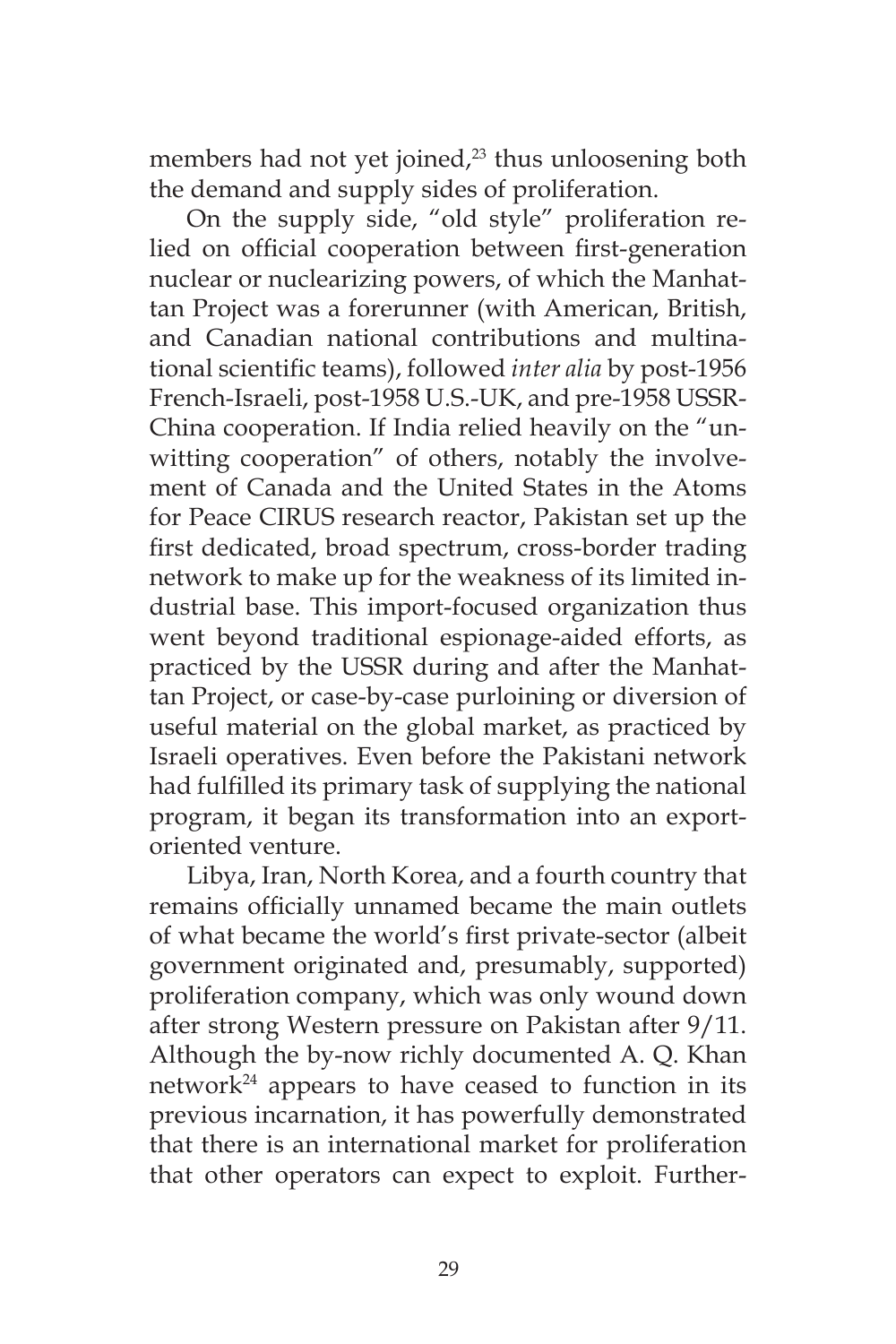members had not yet joined,[23] thus unloosening both the demand and supply sides of proliferation.

On the supply side, "old style" proliferation relied on official cooperation between first-generation nuclear or nuclearizing powers, of which the Manhattan Project was a forerunner (with American, British, and Canadian national contributions and multinational scientific teams), followed *inter alia* by post-1956 French-Israeli, post-1958 U.S.-UK, and pre-1958 USSR-China cooperation. If India relied heavily on the "unwitting cooperation" of others, notably the involvement of Canada and the United States in the Atoms for Peace CIRUS research reactor, Pakistan set up the first dedicated, broad spectrum, cross-border trading network to make up for the weakness of its limited industrial base. This import-focused organization thus went beyond traditional espionage-aided efforts, as practiced by the USSR during and after the Manhattan Project, or case-by-case purloining or diversion of useful material on the global market, as practiced by Israeli operatives. Even before the Pakistani network had fulfilled its primary task of supplying the national program, it began its transformation into an export-oriented venture.

Libya, Iran, North Korea, and a fourth country that remains officially unnamed became the main outlets of what became the world's first private-sector (albeit government originated and, presumably, supported) proliferation company, which was only wound down after strong Western pressure on Pakistan after 9/11. Although the by-now richly documented A. Q. Khan network[24] appears to have ceased to function in its previous incarnation, it has powerfully demonstrated that there is an international market for proliferation that other operators can expect to exploit. Further-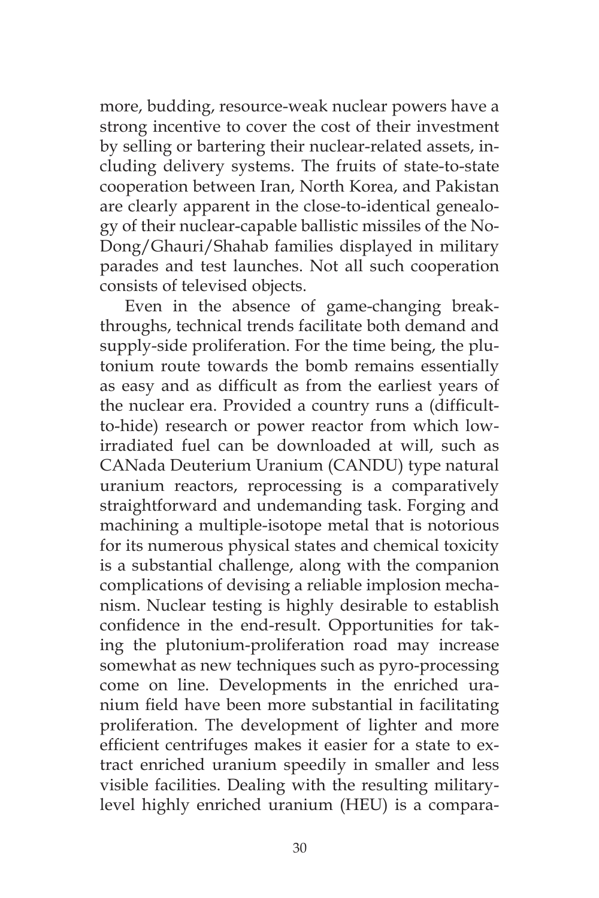more, budding, resource-weak nuclear powers have a strong incentive to cover the cost of their investment by selling or bartering their nuclear-related assets, including delivery systems. The fruits of state-to-state cooperation between Iran, North Korea, and Pakistan are clearly apparent in the close-to-identical genealogy of their nuclear-capable ballistic missiles of the No-Dong/Ghauri/Shahab families displayed in military parades and test launches. Not all such cooperation consists of televised objects.

Even in the absence of game-changing breakthroughs, technical trends facilitate both demand and supply-side proliferation. For the time being, the plutonium route towards the bomb remains essentially as easy and as difficult as from the earliest years of the nuclear era. Provided a country runs a (difficult-to-hide) research or power reactor from which low-irradiated fuel can be downloaded at will, such as CANada Deuterium Uranium (CANDU) type natural uranium reactors, reprocessing is a comparatively straightforward and undemanding task. Forging and machining a multiple-isotope metal that is notorious for its numerous physical states and chemical toxicity is a substantial challenge, along with the companion complications of devising a reliable implosion mechanism. Nuclear testing is highly desirable to establish confidence in the end-result. Opportunities for taking the plutonium-proliferation road may increase somewhat as new techniques such as pyro-processing come on line. Developments in the enriched uranium field have been more substantial in facilitating proliferation. The development of lighter and more efficient centrifuges makes it easier for a state to extract enriched uranium speedily in smaller and less visible facilities. Dealing with the resulting military-level highly enriched uranium (HEU) is a compara-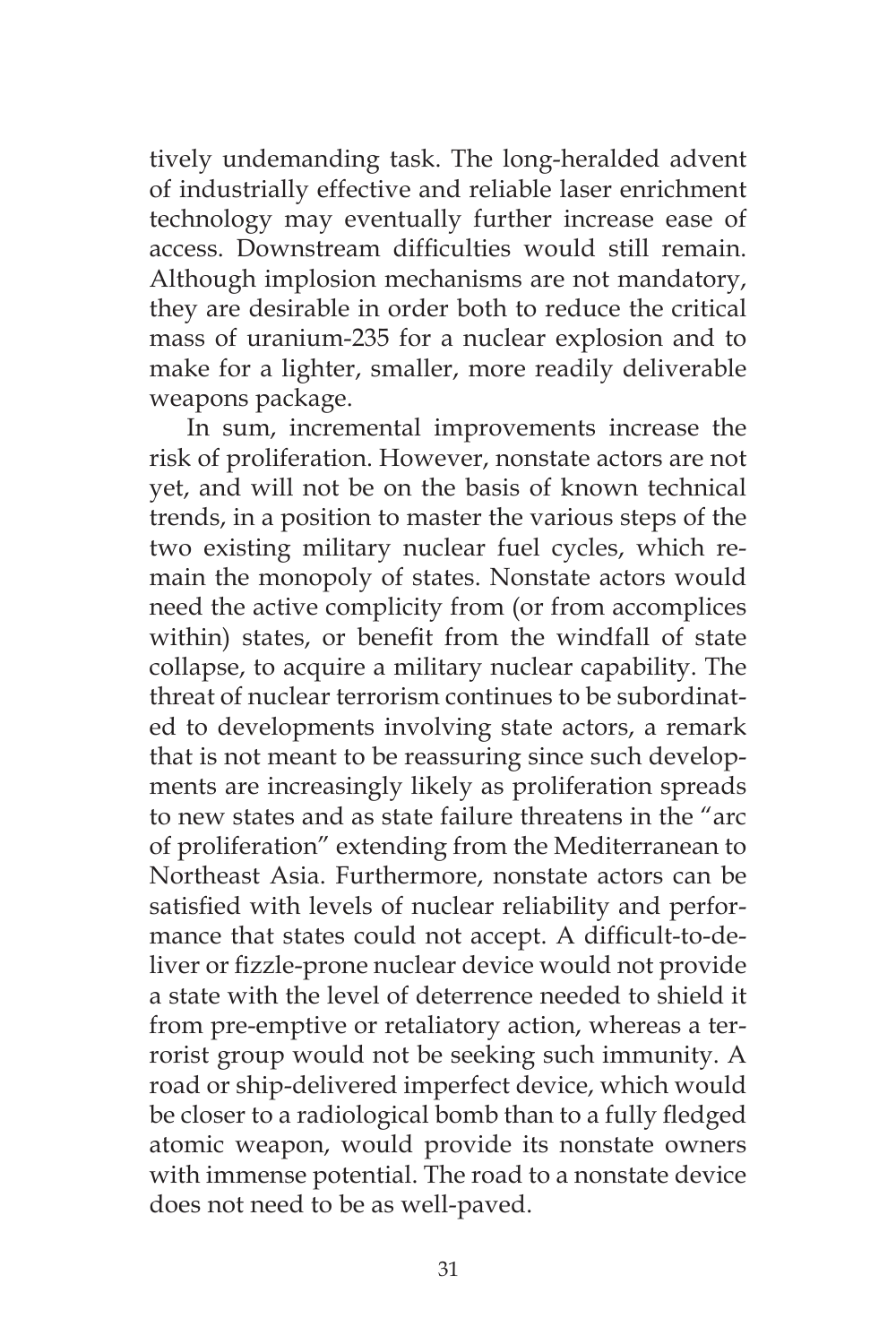tively undemanding task. The long-heralded advent of industrially effective and reliable laser enrichment technology may eventually further increase ease of access. Downstream difficulties would still remain. Although implosion mechanisms are not mandatory, they are desirable in order both to reduce the critical mass of uranium-235 for a nuclear explosion and to make for a lighter, smaller, more readily deliverable weapons package.

In sum, incremental improvements increase the risk of proliferation. However, nonstate actors are not yet, and will not be on the basis of known technical trends, in a position to master the various steps of the two existing military nuclear fuel cycles, which remain the monopoly of states. Nonstate actors would need the active complicity from (or from accomplices within) states, or benefit from the windfall of state collapse, to acquire a military nuclear capability. The threat of nuclear terrorism continues to be subordinated to developments involving state actors, a remark that is not meant to be reassuring since such developments are increasingly likely as proliferation spreads to new states and as state failure threatens in the "arc of proliferation" extending from the Mediterranean to Northeast Asia. Furthermore, nonstate actors can be satisfied with levels of nuclear reliability and performance that states could not accept. A difficult-to-deliver or fizzle-prone nuclear device would not provide a state with the level of deterrence needed to shield it from pre-emptive or retaliatory action, whereas a terrorist group would not be seeking such immunity. A road or ship-delivered imperfect device, which would be closer to a radiological bomb than to a fully fledged atomic weapon, would provide its nonstate owners with immense potential. The road to a nonstate device does not need to be as well-paved.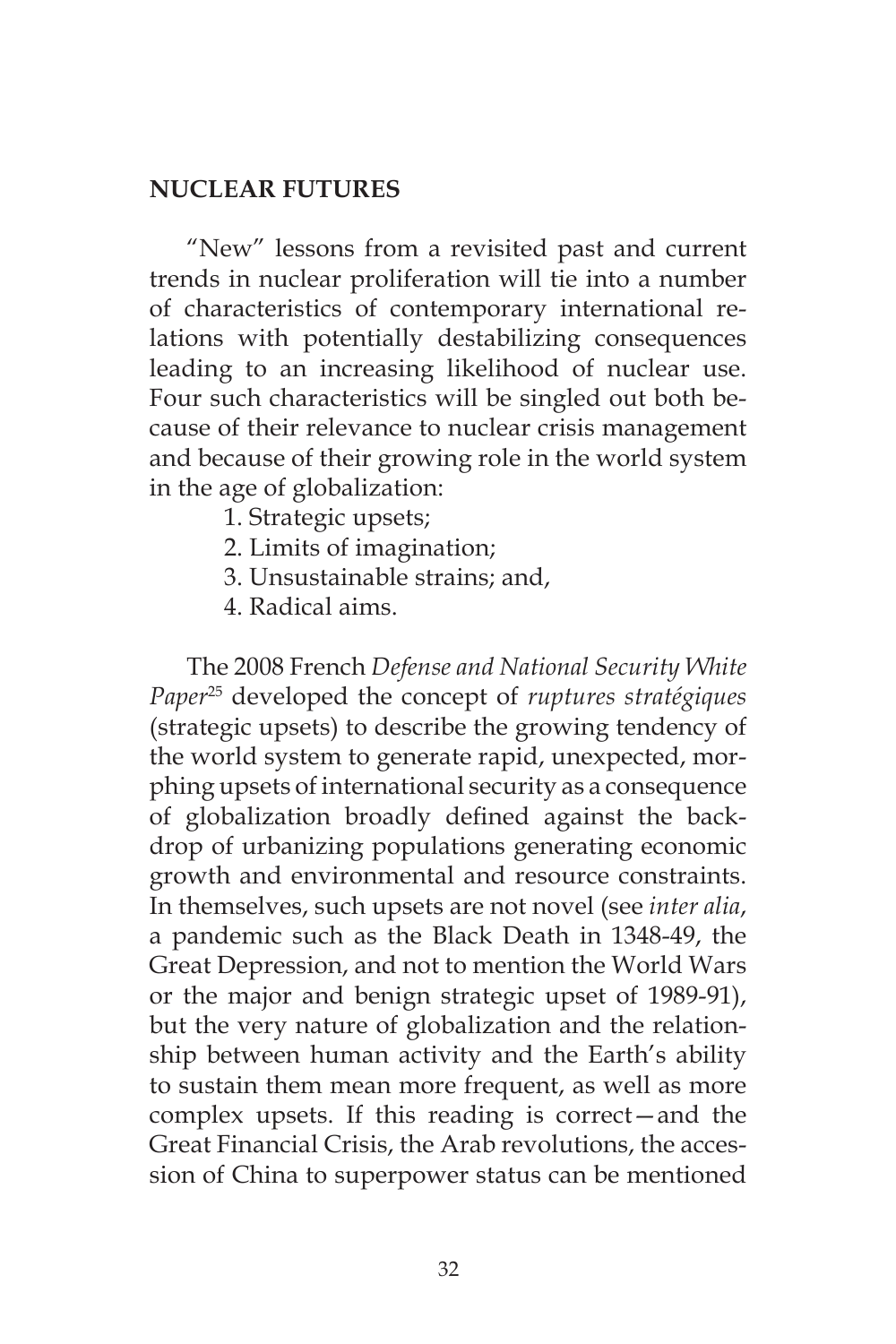## NUCLEAR FUTURES

"New" lessons from a revisited past and current trends in nuclear proliferation will tie into a number of characteristics of contemporary international relations with potentially destabilizing consequences leading to an increasing likelihood of nuclear use. Four such characteristics will be singled out both because of their relevance to nuclear crisis management and because of their growing role in the world system in the age of globalization:

1. Strategic upsets;
2. Limits of imagination;
3. Unsustainable strains; and,
4. Radical aims.

The 2008 French *Defense and National Security White Paper*[25] developed the concept of *ruptures stratégiques* (strategic upsets) to describe the growing tendency of the world system to generate rapid, unexpected, morphing upsets of international security as a consequence of globalization broadly defined against the backdrop of urbanizing populations generating economic growth and environmental and resource constraints. In themselves, such upsets are not novel (see *inter alia*, a pandemic such as the Black Death in 1348-49, the Great Depression, and not to mention the World Wars or the major and benign strategic upset of 1989-91), but the very nature of globalization and the relationship between human activity and the Earth's ability to sustain them mean more frequent, as well as more complex upsets. If this reading is correct—and the Great Financial Crisis, the Arab revolutions, the accession of China to superpower status can be mentioned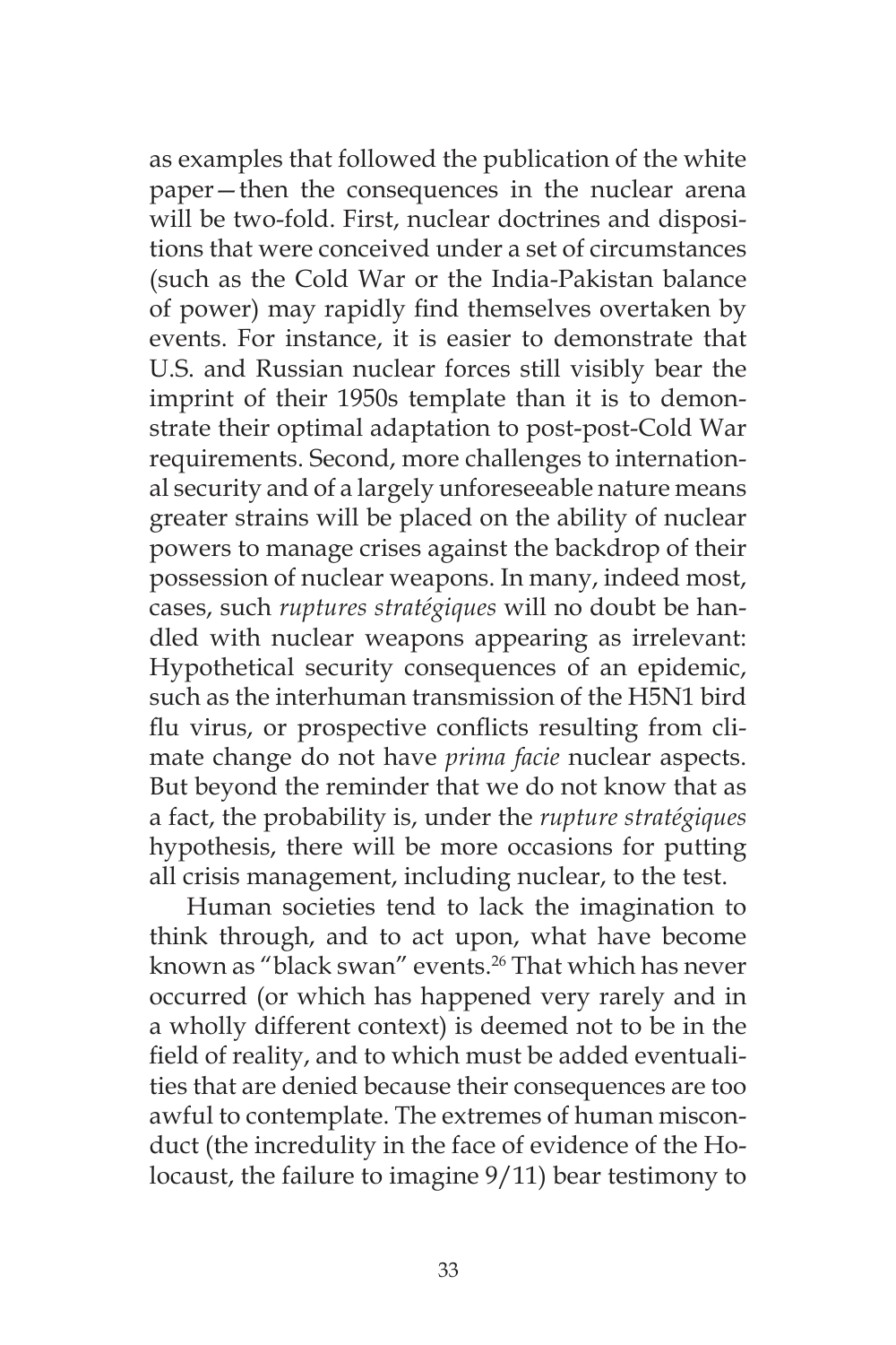as examples that followed the publication of the white paper—then the consequences in the nuclear arena will be two-fold. First, nuclear doctrines and dispositions that were conceived under a set of circumstances (such as the Cold War or the India-Pakistan balance of power) may rapidly find themselves overtaken by events. For instance, it is easier to demonstrate that U.S. and Russian nuclear forces still visibly bear the imprint of their 1950s template than it is to demonstrate their optimal adaptation to post-post-Cold War requirements. Second, more challenges to international security and of a largely unforeseeable nature means greater strains will be placed on the ability of nuclear powers to manage crises against the backdrop of their possession of nuclear weapons. In many, indeed most, cases, such *ruptures stratégiques* will no doubt be handled with nuclear weapons appearing as irrelevant: Hypothetical security consequences of an epidemic, such as the interhuman transmission of the H5N1 bird flu virus, or prospective conflicts resulting from climate change do not have *prima facie* nuclear aspects. But beyond the reminder that we do not know that as a fact, the probability is, under the *rupture stratégiques* hypothesis, there will be more occasions for putting all crisis management, including nuclear, to the test.

Human societies tend to lack the imagination to think through, and to act upon, what have become known as "black swan" events.[26] That which has never occurred (or which has happened very rarely and in a wholly different context) is deemed not to be in the field of reality, and to which must be added eventualities that are denied because their consequences are too awful to contemplate. The extremes of human misconduct (the incredulity in the face of evidence of the Holocaust, the failure to imagine 9/11) bear testimony to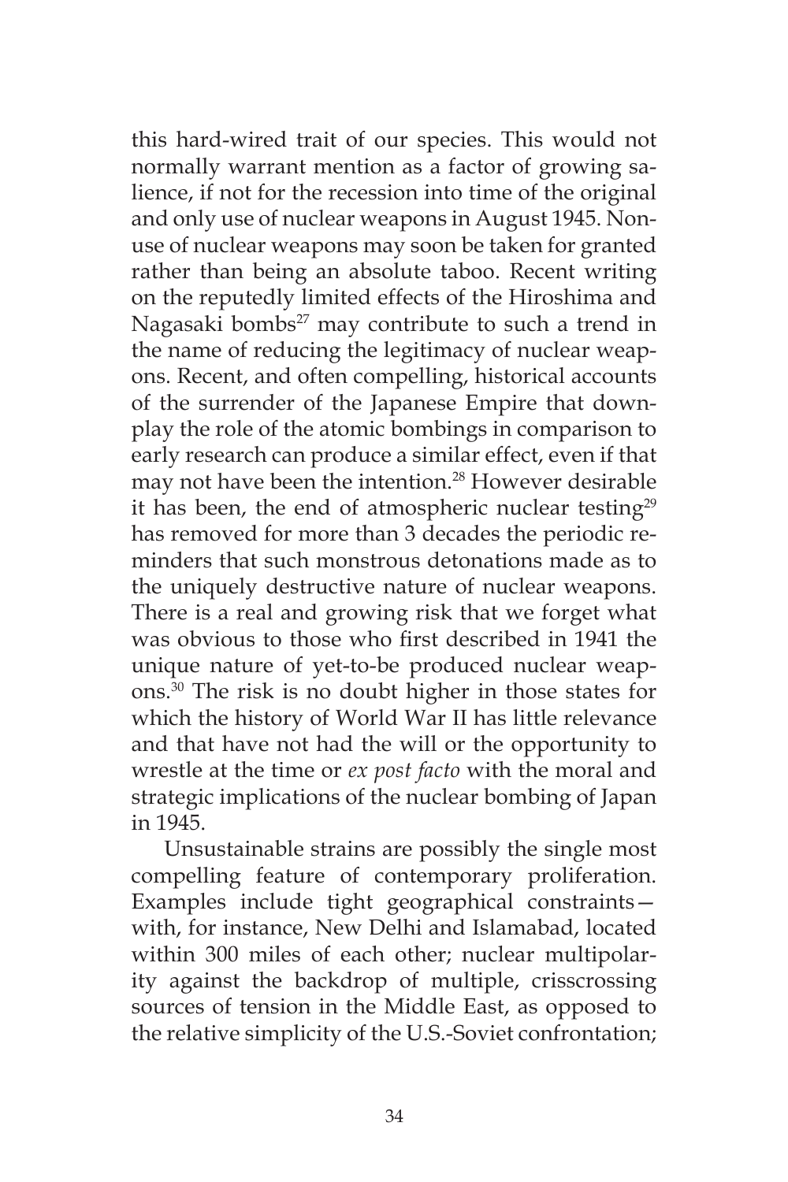this hard-wired trait of our species. This would not normally warrant mention as a factor of growing salience, if not for the recession into time of the original and only use of nuclear weapons in August 1945. Non-use of nuclear weapons may soon be taken for granted rather than being an absolute taboo. Recent writing on the reputedly limited effects of the Hiroshima and Nagasaki bombs[27] may contribute to such a trend in the name of reducing the legitimacy of nuclear weapons. Recent, and often compelling, historical accounts of the surrender of the Japanese Empire that downplay the role of the atomic bombings in comparison to early research can produce a similar effect, even if that may not have been the intention.[28] However desirable it has been, the end of atmospheric nuclear testing[29] has removed for more than 3 decades the periodic reminders that such monstrous detonations made as to the uniquely destructive nature of nuclear weapons. There is a real and growing risk that we forget what was obvious to those who first described in 1941 the unique nature of yet-to-be produced nuclear weapons.[30] The risk is no doubt higher in those states for which the history of World War II has little relevance and that have not had the will or the opportunity to wrestle at the time or *ex post facto* with the moral and strategic implications of the nuclear bombing of Japan in 1945.

Unsustainable strains are possibly the single most compelling feature of contemporary proliferation. Examples include tight geographical constraints—with, for instance, New Delhi and Islamabad, located within 300 miles of each other; nuclear multipolarity against the backdrop of multiple, crisscrossing sources of tension in the Middle East, as opposed to the relative simplicity of the U.S.-Soviet confrontation;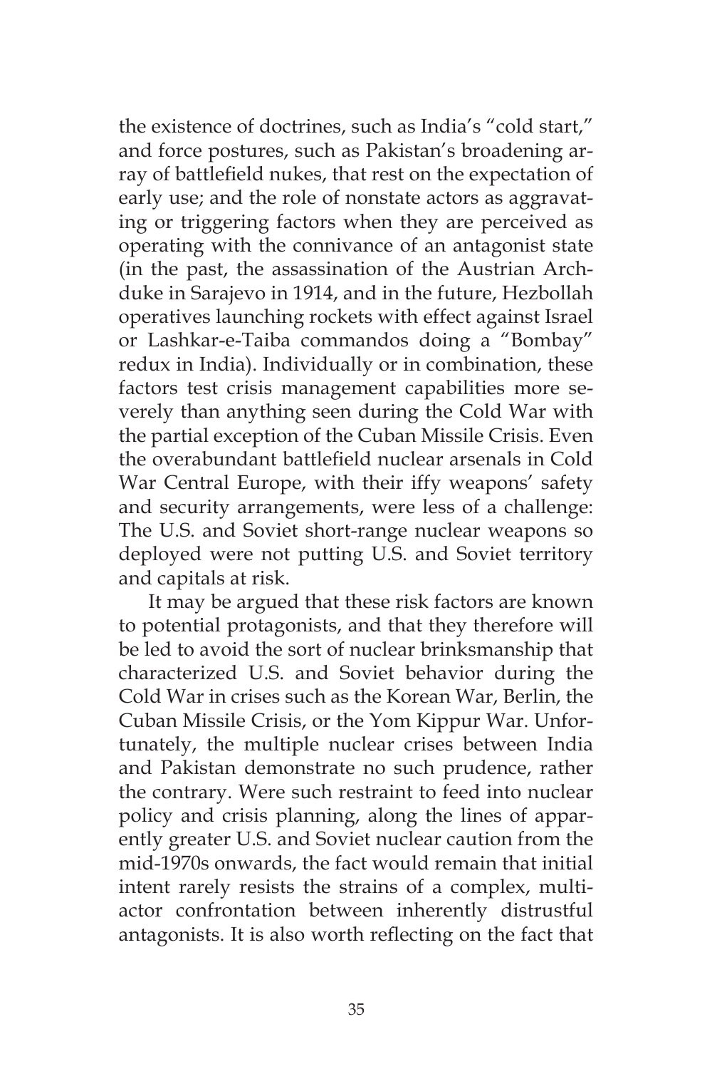the existence of doctrines, such as India's "cold start," and force postures, such as Pakistan's broadening array of battlefield nukes, that rest on the expectation of early use; and the role of nonstate actors as aggravating or triggering factors when they are perceived as operating with the connivance of an antagonist state (in the past, the assassination of the Austrian Archduke in Sarajevo in 1914, and in the future, Hezbollah operatives launching rockets with effect against Israel or Lashkar-e-Taiba commandos doing a "Bombay" redux in India). Individually or in combination, these factors test crisis management capabilities more severely than anything seen during the Cold War with the partial exception of the Cuban Missile Crisis. Even the overabundant battlefield nuclear arsenals in Cold War Central Europe, with their iffy weapons' safety and security arrangements, were less of a challenge: The U.S. and Soviet short-range nuclear weapons so deployed were not putting U.S. and Soviet territory and capitals at risk.

It may be argued that these risk factors are known to potential protagonists, and that they therefore will be led to avoid the sort of nuclear brinksmanship that characterized U.S. and Soviet behavior during the Cold War in crises such as the Korean War, Berlin, the Cuban Missile Crisis, or the Yom Kippur War. Unfortunately, the multiple nuclear crises between India and Pakistan demonstrate no such prudence, rather the contrary. Were such restraint to feed into nuclear policy and crisis planning, along the lines of apparently greater U.S. and Soviet nuclear caution from the mid-1970s onwards, the fact would remain that initial intent rarely resists the strains of a complex, multi-actor confrontation between inherently distrustful antagonists. It is also worth reflecting on the fact that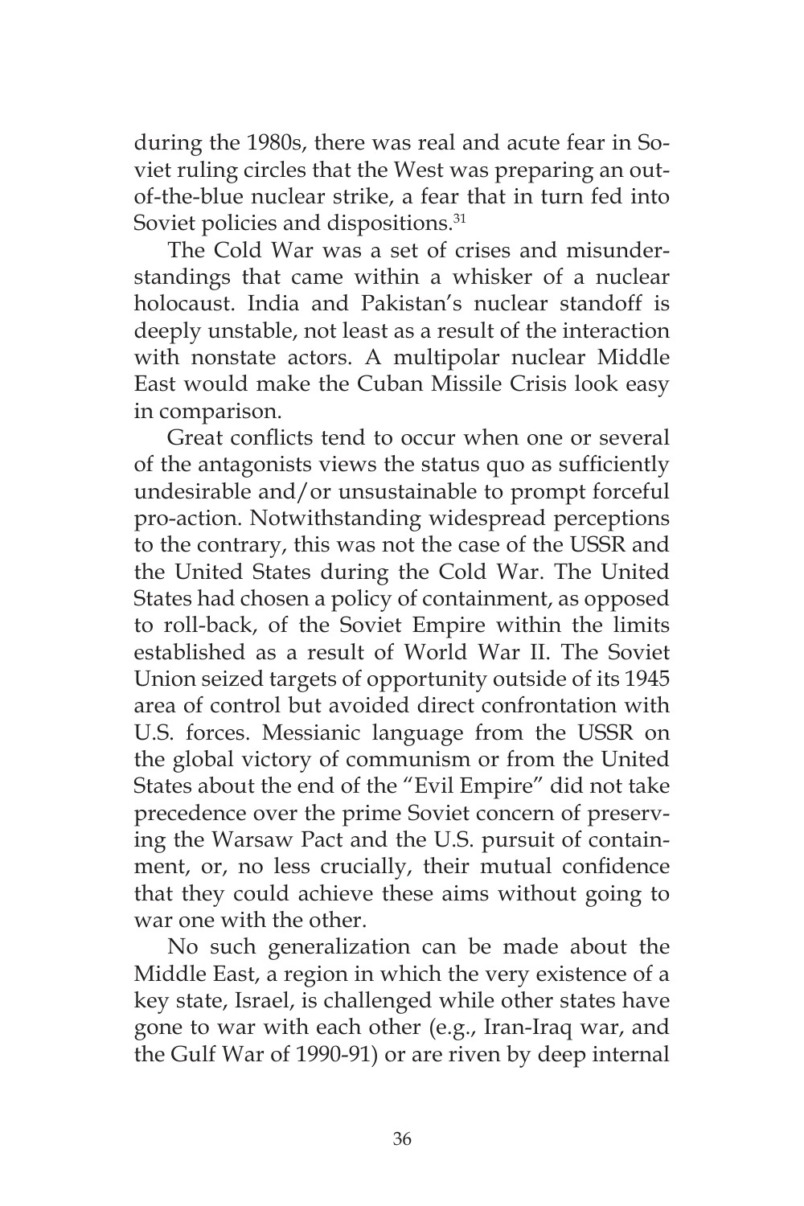during the 1980s, there was real and acute fear in Soviet ruling circles that the West was preparing an out-of-the-blue nuclear strike, a fear that in turn fed into Soviet policies and dispositions.[31]

The Cold War was a set of crises and misunderstandings that came within a whisker of a nuclear holocaust. India and Pakistan's nuclear standoff is deeply unstable, not least as a result of the interaction with nonstate actors. A multipolar nuclear Middle East would make the Cuban Missile Crisis look easy in comparison.

Great conflicts tend to occur when one or several of the antagonists views the status quo as sufficiently undesirable and/or unsustainable to prompt forceful pro-action. Notwithstanding widespread perceptions to the contrary, this was not the case of the USSR and the United States during the Cold War. The United States had chosen a policy of containment, as opposed to roll-back, of the Soviet Empire within the limits established as a result of World War II. The Soviet Union seized targets of opportunity outside of its 1945 area of control but avoided direct confrontation with U.S. forces. Messianic language from the USSR on the global victory of communism or from the United States about the end of the "Evil Empire" did not take precedence over the prime Soviet concern of preserving the Warsaw Pact and the U.S. pursuit of containment, or, no less crucially, their mutual confidence that they could achieve these aims without going to war one with the other.

No such generalization can be made about the Middle East, a region in which the very existence of a key state, Israel, is challenged while other states have gone to war with each other (e.g., Iran-Iraq war, and the Gulf War of 1990-91) or are riven by deep internal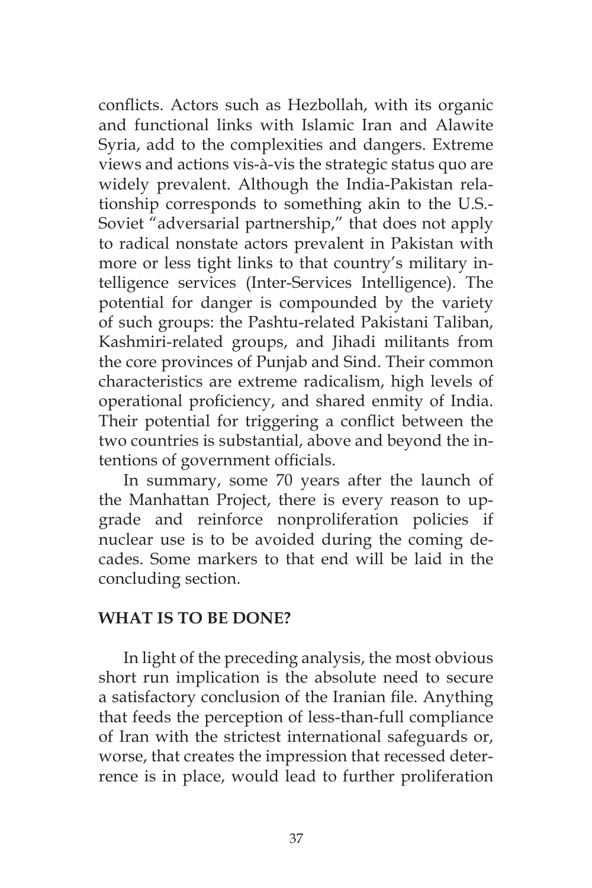conflicts. Actors such as Hezbollah, with its organic and functional links with Islamic Iran and Alawite Syria, add to the complexities and dangers. Extreme views and actions vis-à-vis the strategic status quo are widely prevalent. Although the India-Pakistan relationship corresponds to something akin to the U.S.-Soviet "adversarial partnership," that does not apply to radical nonstate actors prevalent in Pakistan with more or less tight links to that country's military intelligence services (Inter-Services Intelligence). The potential for danger is compounded by the variety of such groups: the Pashtu-related Pakistani Taliban, Kashmiri-related groups, and Jihadi militants from the core provinces of Punjab and Sind. Their common characteristics are extreme radicalism, high levels of operational proficiency, and shared enmity of India. Their potential for triggering a conflict between the two countries is substantial, above and beyond the intentions of government officials.

In summary, some 70 years after the launch of the Manhattan Project, there is every reason to upgrade and reinforce nonproliferation policies if nuclear use is to be avoided during the coming decades. Some markers to that end will be laid in the concluding section.

## WHAT IS TO BE DONE?

In light of the preceding analysis, the most obvious short run implication is the absolute need to secure a satisfactory conclusion of the Iranian file. Anything that feeds the perception of less-than-full compliance of Iran with the strictest international safeguards or, worse, that creates the impression that recessed deterrence is in place, would lead to further proliferation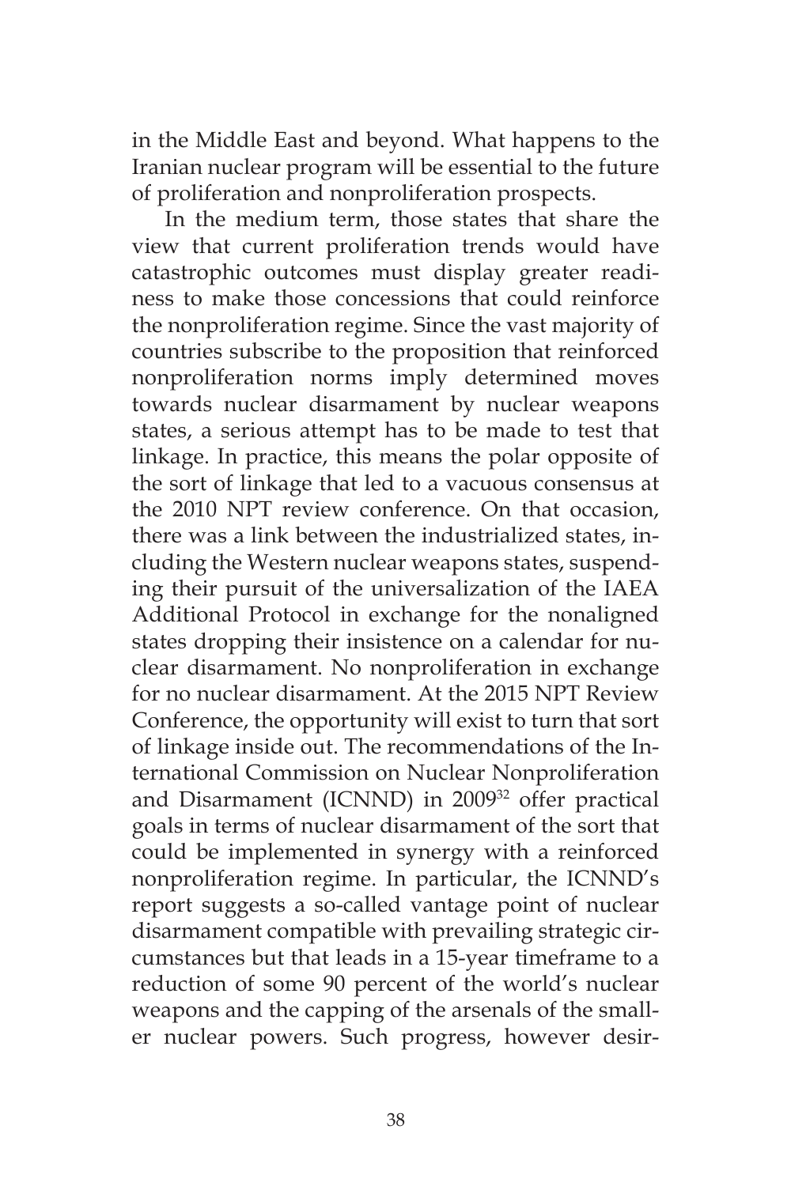in the Middle East and beyond. What happens to the Iranian nuclear program will be essential to the future of proliferation and nonproliferation prospects.

In the medium term, those states that share the view that current proliferation trends would have catastrophic outcomes must display greater readiness to make those concessions that could reinforce the nonproliferation regime. Since the vast majority of countries subscribe to the proposition that reinforced nonproliferation norms imply determined moves towards nuclear disarmament by nuclear weapons states, a serious attempt has to be made to test that linkage. In practice, this means the polar opposite of the sort of linkage that led to a vacuous consensus at the 2010 NPT review conference. On that occasion, there was a link between the industrialized states, including the Western nuclear weapons states, suspending their pursuit of the universalization of the IAEA Additional Protocol in exchange for the nonaligned states dropping their insistence on a calendar for nuclear disarmament. No nonproliferation in exchange for no nuclear disarmament. At the 2015 NPT Review Conference, the opportunity will exist to turn that sort of linkage inside out. The recommendations of the International Commission on Nuclear Nonproliferation and Disarmament (ICNND) in 2009[32] offer practical goals in terms of nuclear disarmament of the sort that could be implemented in synergy with a reinforced nonproliferation regime. In particular, the ICNND's report suggests a so-called vantage point of nuclear disarmament compatible with prevailing strategic circumstances but that leads in a 15-year timeframe to a reduction of some 90 percent of the world's nuclear weapons and the capping of the arsenals of the smaller nuclear powers. Such progress, however desir-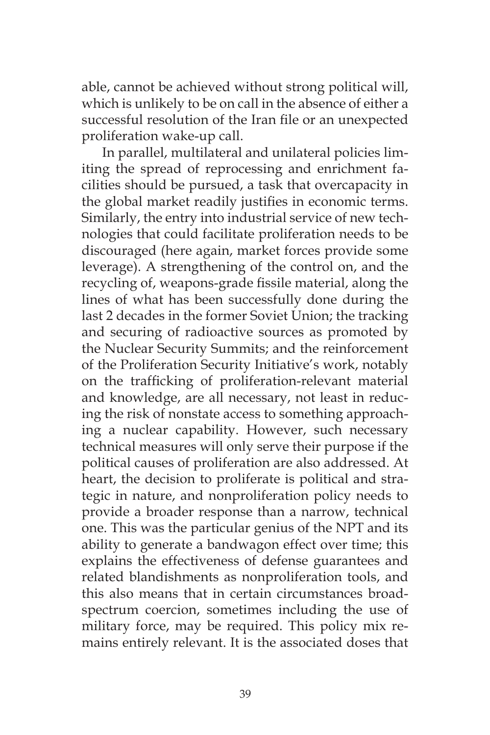able, cannot be achieved without strong political will, which is unlikely to be on call in the absence of either a successful resolution of the Iran file or an unexpected proliferation wake-up call.

In parallel, multilateral and unilateral policies limiting the spread of reprocessing and enrichment facilities should be pursued, a task that overcapacity in the global market readily justifies in economic terms. Similarly, the entry into industrial service of new technologies that could facilitate proliferation needs to be discouraged (here again, market forces provide some leverage). A strengthening of the control on, and the recycling of, weapons-grade fissile material, along the lines of what has been successfully done during the last 2 decades in the former Soviet Union; the tracking and securing of radioactive sources as promoted by the Nuclear Security Summits; and the reinforcement of the Proliferation Security Initiative's work, notably on the trafficking of proliferation-relevant material and knowledge, are all necessary, not least in reducing the risk of nonstate access to something approaching a nuclear capability. However, such necessary technical measures will only serve their purpose if the political causes of proliferation are also addressed. At heart, the decision to proliferate is political and strategic in nature, and nonproliferation policy needs to provide a broader response than a narrow, technical one. This was the particular genius of the NPT and its ability to generate a bandwagon effect over time; this explains the effectiveness of defense guarantees and related blandishments as nonproliferation tools, and this also means that in certain circumstances broad-spectrum coercion, sometimes including the use of military force, may be required. This policy mix remains entirely relevant. It is the associated doses that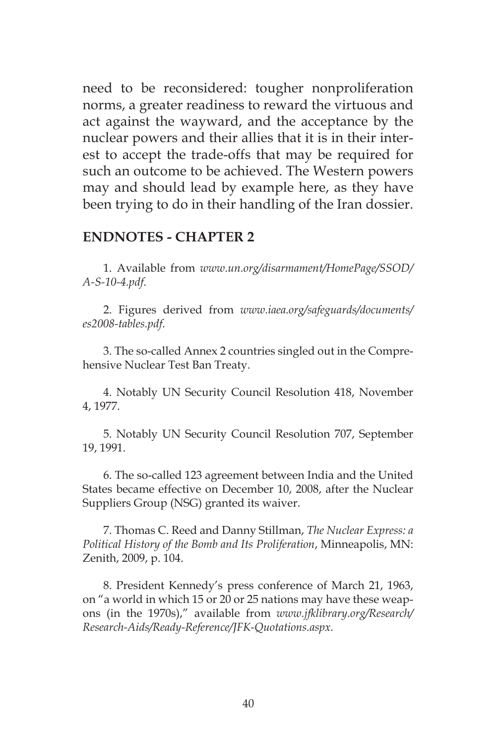need to be reconsidered: tougher nonproliferation norms, a greater readiness to reward the virtuous and act against the wayward, and the acceptance by the nuclear powers and their allies that it is in their interest to accept the trade-offs that may be required for such an outcome to be achieved. The Western powers may and should lead by example here, as they have been trying to do in their handling of the Iran dossier.

## ENDNOTES - CHAPTER 2

1. Available from *www.un.org/disarmament/HomePage/SSOD/A-S-10-4.pdf*.

2. Figures derived from *www.iaea.org/safeguards/documents/es2008-tables.pdf*.

3. The so-called Annex 2 countries singled out in the Comprehensive Nuclear Test Ban Treaty.

4. Notably UN Security Council Resolution 418, November 4, 1977.

5. Notably UN Security Council Resolution 707, September 19, 1991.

6. The so-called 123 agreement between India and the United States became effective on December 10, 2008, after the Nuclear Suppliers Group (NSG) granted its waiver.

7. Thomas C. Reed and Danny Stillman, *The Nuclear Express: a Political History of the Bomb and Its Proliferation*, Minneapolis, MN: Zenith, 2009, p. 104.

8. President Kennedy's press conference of March 21, 1963, on "a world in which 15 or 20 or 25 nations may have these weapons (in the 1970s)," available from *www.jfklibrary.org/Research/Research-Aids/Ready-Reference/JFK-Quotations.aspx*.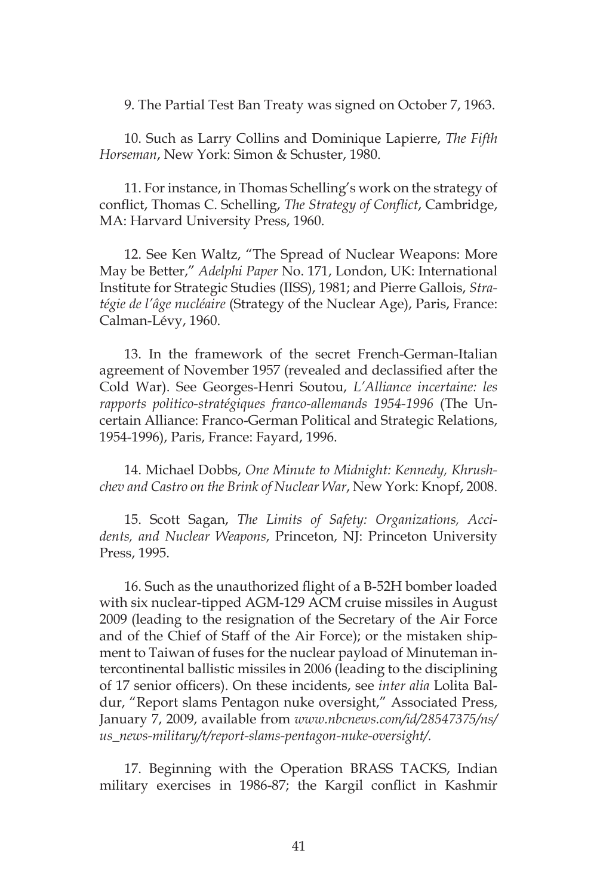9. The Partial Test Ban Treaty was signed on October 7, 1963.

10. Such as Larry Collins and Dominique Lapierre, *The Fifth Horseman*, New York: Simon & Schuster, 1980.

11. For instance, in Thomas Schelling's work on the strategy of conflict, Thomas C. Schelling, *The Strategy of Conflict*, Cambridge, MA: Harvard University Press, 1960.

12. See Ken Waltz, "The Spread of Nuclear Weapons: More May be Better," *Adelphi Paper* No. 171, London, UK: International Institute for Strategic Studies (IISS), 1981; and Pierre Gallois, *Stratégie de l'âge nucléaire* (Strategy of the Nuclear Age), Paris, France: Calman-Lévy, 1960.

13. In the framework of the secret French-German-Italian agreement of November 1957 (revealed and declassified after the Cold War). See Georges-Henri Soutou, *L'Alliance incertaine: les rapports politico-stratégiques franco-allemands 1954-1996* (The Uncertain Alliance: Franco-German Political and Strategic Relations, 1954-1996), Paris, France: Fayard, 1996.

14. Michael Dobbs, *One Minute to Midnight: Kennedy, Khrushchev and Castro on the Brink of Nuclear War*, New York: Knopf, 2008.

15. Scott Sagan, *The Limits of Safety: Organizations, Accidents, and Nuclear Weapons*, Princeton, NJ: Princeton University Press, 1995.

16. Such as the unauthorized flight of a B-52H bomber loaded with six nuclear-tipped AGM-129 ACM cruise missiles in August 2009 (leading to the resignation of the Secretary of the Air Force and of the Chief of Staff of the Air Force); or the mistaken shipment to Taiwan of fuses for the nuclear payload of Minuteman intercontinental ballistic missiles in 2006 (leading to the disciplining of 17 senior officers). On these incidents, see *inter alia* Lolita Baldur, "Report slams Pentagon nuke oversight," Associated Press, January 7, 2009, available from *www.nbcnews.com/id/28547375/ns/us_news-military/t/report-slams-pentagon-nuke-oversight/.*

17. Beginning with the Operation BRASS TACKS, Indian military exercises in 1986-87; the Kargil conflict in Kashmir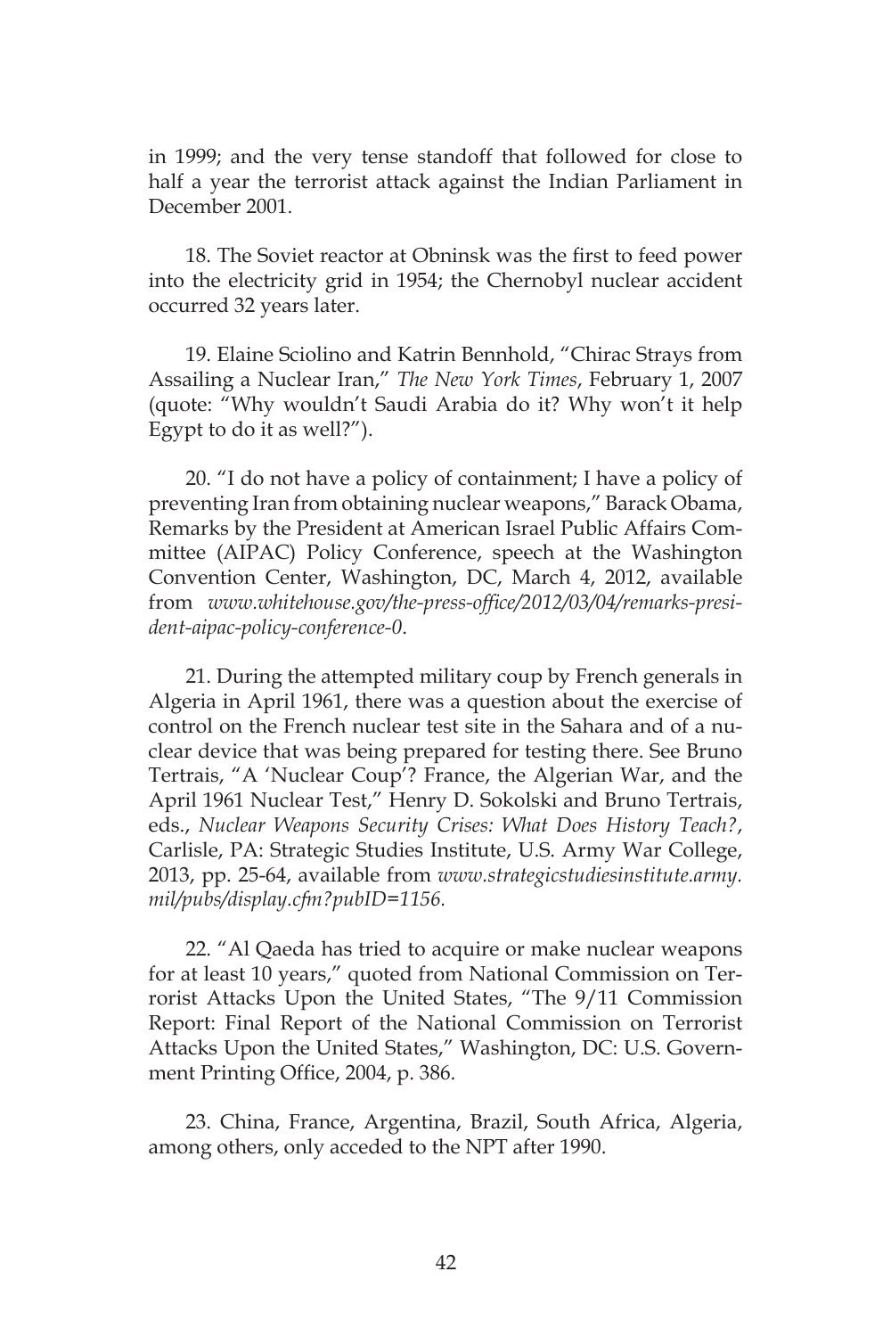in 1999; and the very tense standoff that followed for close to half a year the terrorist attack against the Indian Parliament in December 2001.

18. The Soviet reactor at Obninsk was the first to feed power into the electricity grid in 1954; the Chernobyl nuclear accident occurred 32 years later.

19. Elaine Sciolino and Katrin Bennhold, "Chirac Strays from Assailing a Nuclear Iran," *The New York Times*, February 1, 2007 (quote: "Why wouldn't Saudi Arabia do it? Why won't it help Egypt to do it as well?").

20. "I do not have a policy of containment; I have a policy of preventing Iran from obtaining nuclear weapons," Barack Obama, Remarks by the President at American Israel Public Affairs Committee (AIPAC) Policy Conference, speech at the Washington Convention Center, Washington, DC, March 4, 2012, available from *www.whitehouse.gov/the-press-office/2012/03/04/remarks-president-aipac-policy-conference-0*.

21. During the attempted military coup by French generals in Algeria in April 1961, there was a question about the exercise of control on the French nuclear test site in the Sahara and of a nuclear device that was being prepared for testing there. See Bruno Tertrais, "A 'Nuclear Coup'? France, the Algerian War, and the April 1961 Nuclear Test," Henry D. Sokolski and Bruno Tertrais, eds., *Nuclear Weapons Security Crises: What Does History Teach?*, Carlisle, PA: Strategic Studies Institute, U.S. Army War College, 2013, pp. 25-64, available from *www.strategicstudiesinstitute.army.mil/pubs/display.cfm?pubID=1156.*

22. "Al Qaeda has tried to acquire or make nuclear weapons for at least 10 years," quoted from National Commission on Terrorist Attacks Upon the United States, "The 9/11 Commission Report: Final Report of the National Commission on Terrorist Attacks Upon the United States," Washington, DC: U.S. Government Printing Office, 2004, p. 386.

23. China, France, Argentina, Brazil, South Africa, Algeria, among others, only acceded to the NPT after 1990.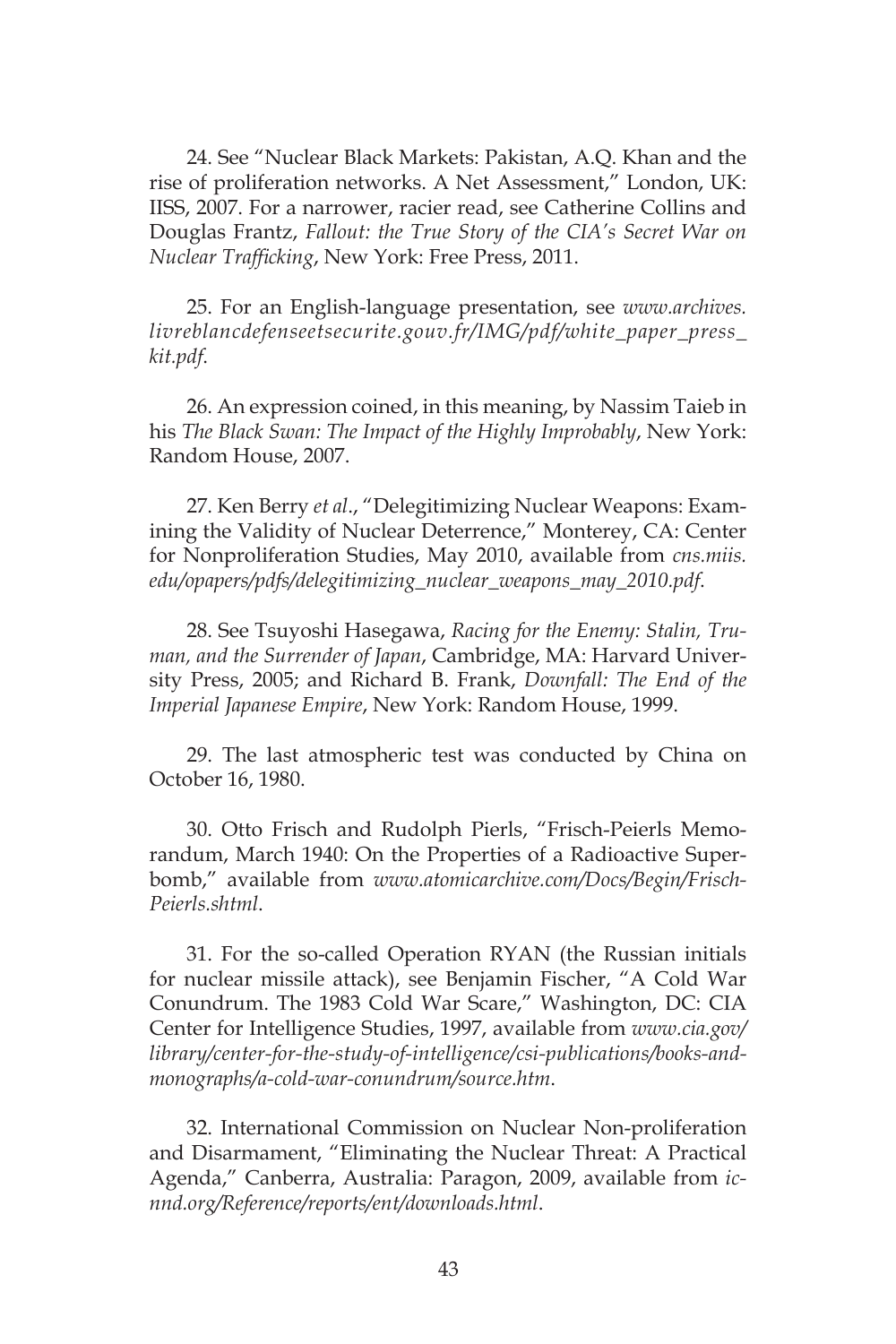24. See "Nuclear Black Markets: Pakistan, A.Q. Khan and the rise of proliferation networks. A Net Assessment," London, UK: IISS, 2007. For a narrower, racier read, see Catherine Collins and Douglas Frantz, *Fallout: the True Story of the CIA's Secret War on Nuclear Trafficking*, New York: Free Press, 2011.

25. For an English-language presentation, see *www.archives.livreblancdefenseetsecurite.gouv.fr/IMG/pdf/white_paper_press_kit.pdf*.

26. An expression coined, in this meaning, by Nassim Taieb in his *The Black Swan: The Impact of the Highly Improbably*, New York: Random House, 2007.

27. Ken Berry *et al*., "Delegitimizing Nuclear Weapons: Examining the Validity of Nuclear Deterrence," Monterey, CA: Center for Nonproliferation Studies, May 2010, available from *cns.miis.edu/opapers/pdfs/delegitimizing_nuclear_weapons_may_2010.pdf*.

28. See Tsuyoshi Hasegawa, *Racing for the Enemy: Stalin, Truman, and the Surrender of Japan*, Cambridge, MA: Harvard University Press, 2005; and Richard B. Frank, *Downfall: The End of the Imperial Japanese Empire*, New York: Random House, 1999.

29. The last atmospheric test was conducted by China on October 16, 1980.

30. Otto Frisch and Rudolph Pierls, "Frisch-Peierls Memorandum, March 1940: On the Properties of a Radioactive Superbomb," available from *www.atomicarchive.com/Docs/Begin/Frisch-Peierls.shtml*.

31. For the so-called Operation RYAN (the Russian initials for nuclear missile attack), see Benjamin Fischer, "A Cold War Conundrum. The 1983 Cold War Scare," Washington, DC: CIA Center for Intelligence Studies, 1997, available from *www.cia.gov/library/center-for-the-study-of-intelligence/csi-publications/books-and-monographs/a-cold-war-conundrum/source.htm*.

32. International Commission on Nuclear Non-proliferation and Disarmament, "Eliminating the Nuclear Threat: A Practical Agenda," Canberra, Australia: Paragon, 2009, available from *icnnd.org/Reference/reports/ent/downloads.html*.